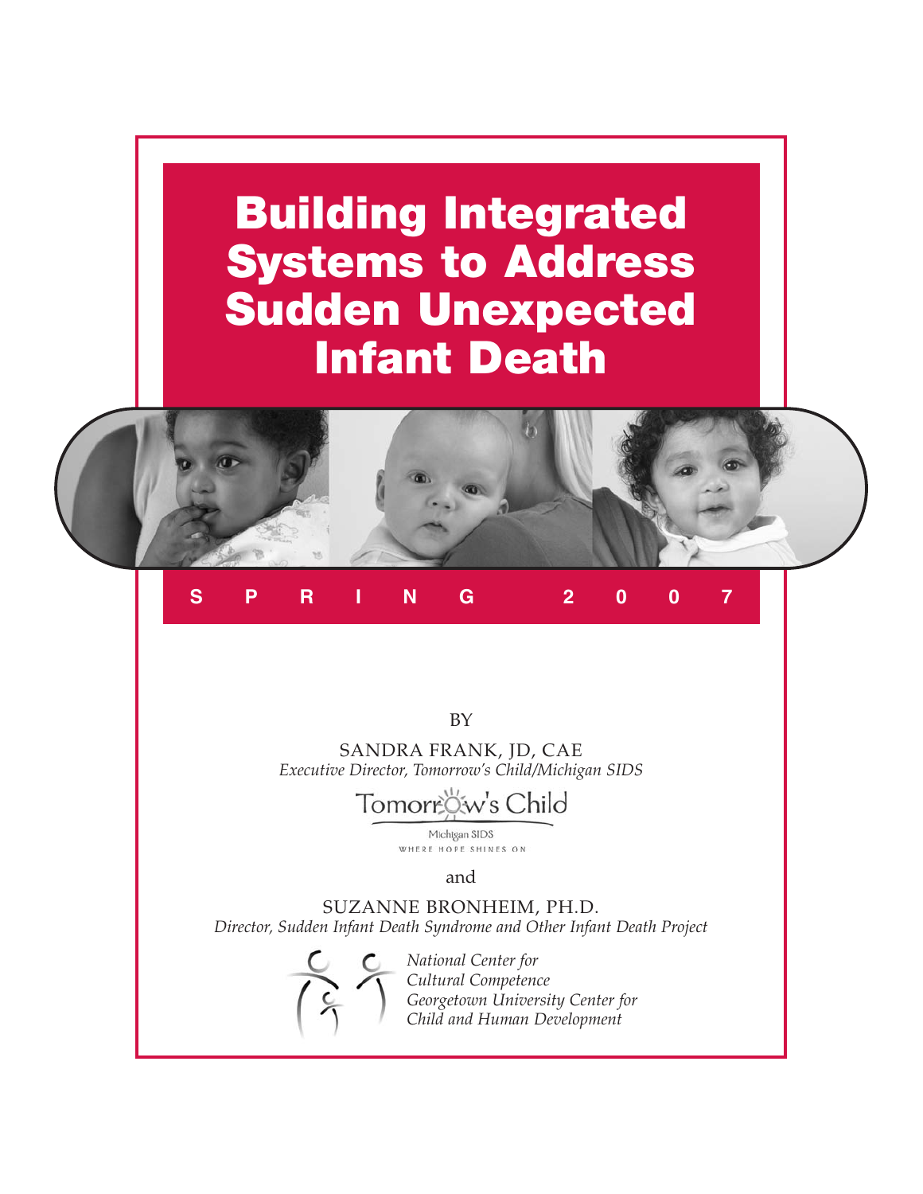# Building Integrated Systems to Address Sudden Unexpected Infant Death

SPRING 2007

BY

SANDRA FRANK, JD, CAE
*Executive Director, Tomorrow's Child/Michigan SIDS*

Tomorrow's Child
Michigan SIDS
WHERE HOPE SHINES ON

and

SUZANNE BRONHEIM, PH.D.
*Director, Sudden Infant Death Syndrome and Other Infant Death Project*

*National Center for Cultural Competence*
*Georgetown University Center for Child and Human Development*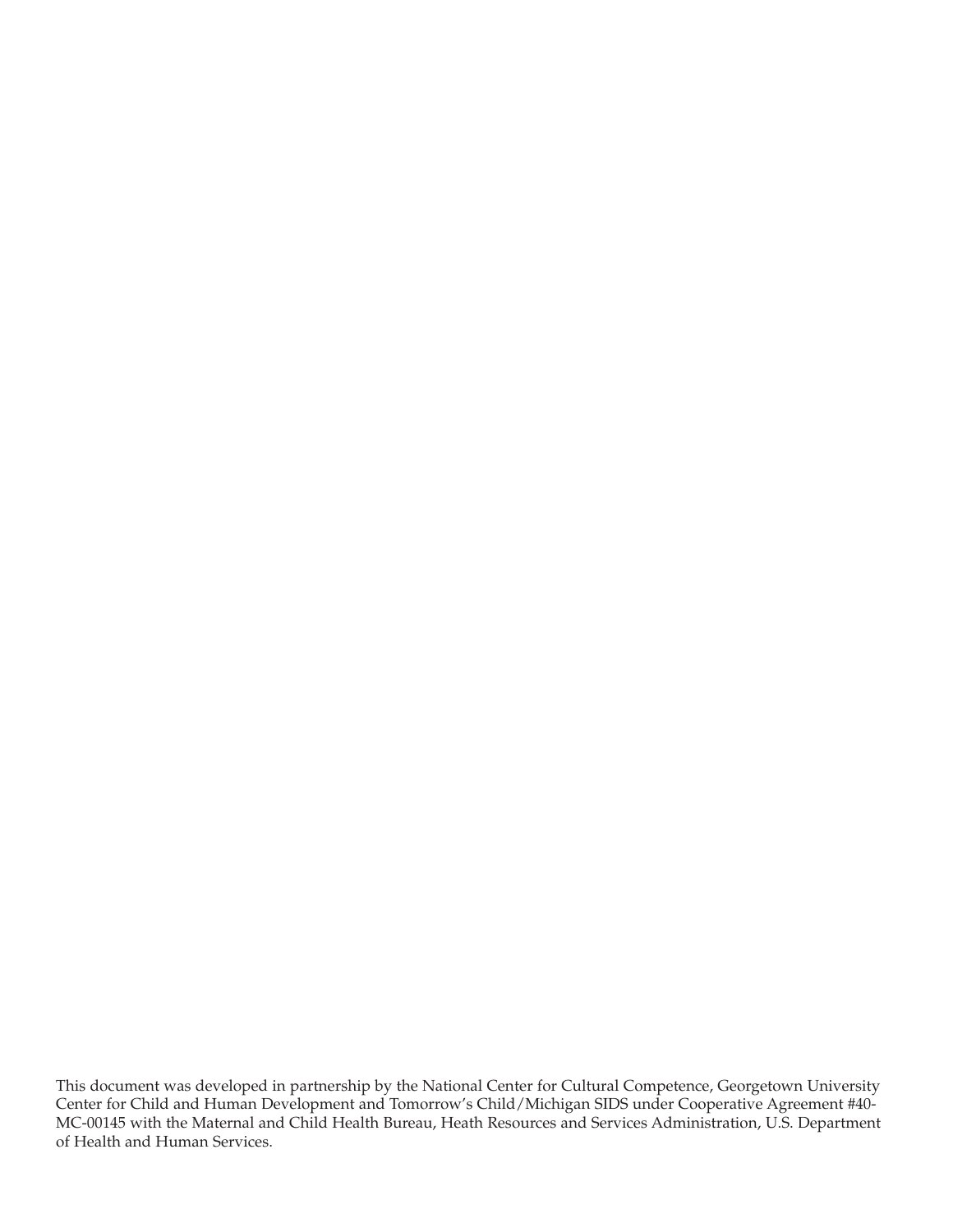This document was developed in partnership by the National Center for Cultural Competence, Georgetown University Center for Child and Human Development and Tomorrow's Child/Michigan SIDS under Cooperative Agreement #40-MC-00145 with the Maternal and Child Health Bureau, Heath Resources and Services Administration, U.S. Department of Health and Human Services.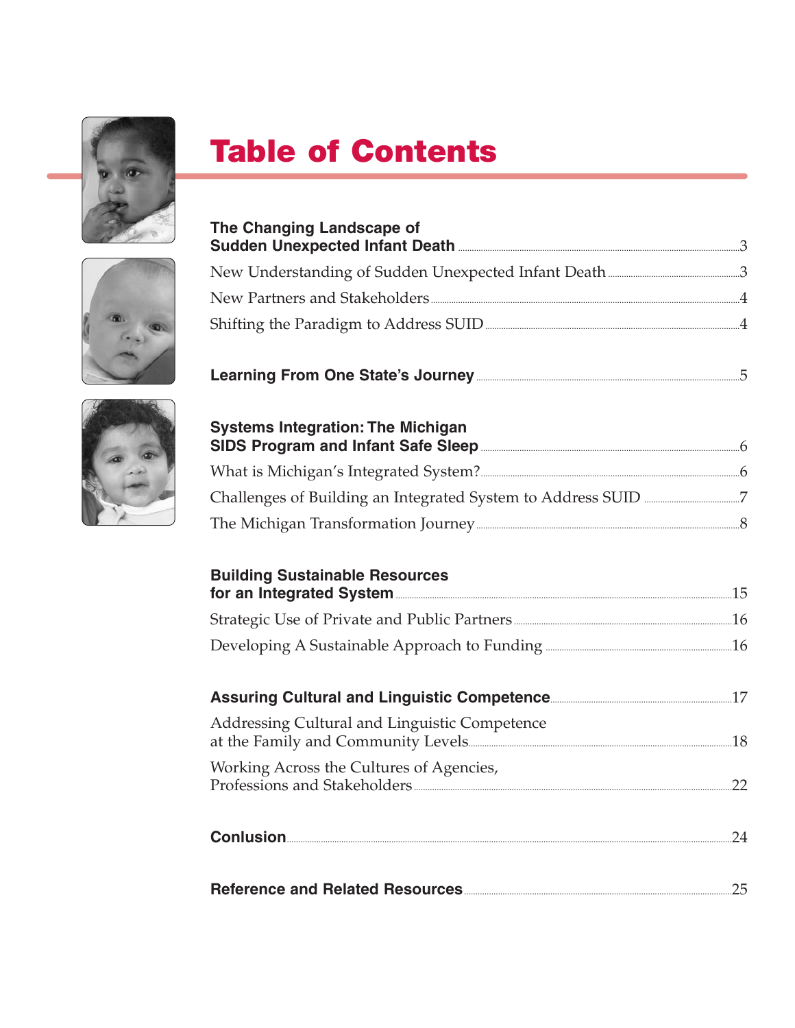# Table of Contents

**The Changing Landscape of Sudden Unexpected Infant Death** ... 3

New Understanding of Sudden Unexpected Infant Death ... 3

New Partners and Stakeholders ... 4

Shifting the Paradigm to Address SUID ... 4

**Learning From One State's Journey** ... 5

**Systems Integration: The Michigan SIDS Program and Infant Safe Sleep** ... 6

What is Michigan's Integrated System? ... 6

Challenges of Building an Integrated System to Address SUID ... 7

The Michigan Transformation Journey ... 8

**Building Sustainable Resources for an Integrated System** ... 15

Strategic Use of Private and Public Partners ... 16

Developing A Sustainable Approach to Funding ... 16

**Assuring Cultural and Linguistic Competence** ... 17

Addressing Cultural and Linguistic Competence at the Family and Community Levels ... 18

Working Across the Cultures of Agencies, Professions and Stakeholders ... 22

**Conlusion** ... 24

**Reference and Related Resources** ... 25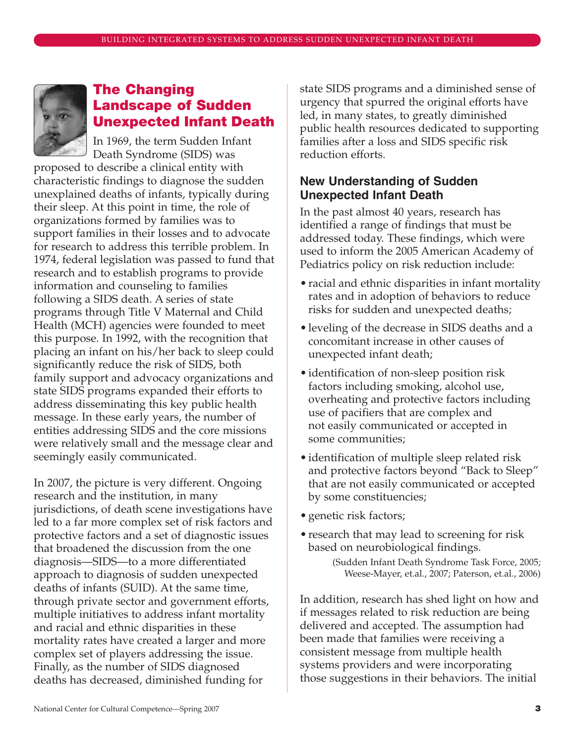## The Changing Landscape of Sudden Unexpected Infant Death

In 1969, the term Sudden Infant Death Syndrome (SIDS) was proposed to describe a clinical entity with characteristic findings to diagnose the sudden unexplained deaths of infants, typically during their sleep. At this point in time, the role of organizations formed by families was to support families in their losses and to advocate for research to address this terrible problem. In 1974, federal legislation was passed to fund that research and to establish programs to provide information and counseling to families following a SIDS death. A series of state programs through Title V Maternal and Child Health (MCH) agencies were founded to meet this purpose. In 1992, with the recognition that placing an infant on his/her back to sleep could significantly reduce the risk of SIDS, both family support and advocacy organizations and state SIDS programs expanded their efforts to address disseminating this key public health message. In these early years, the number of entities addressing SIDS and the core missions were relatively small and the message clear and seemingly easily communicated.

In 2007, the picture is very different. Ongoing research and the institution, in many jurisdictions, of death scene investigations have led to a far more complex set of risk factors and protective factors and a set of diagnostic issues that broadened the discussion from the one diagnosis—SIDS—to a more differentiated approach to diagnosis of sudden unexpected deaths of infants (SUID). At the same time, through private sector and government efforts, multiple initiatives to address infant mortality and racial and ethnic disparities in these mortality rates have created a larger and more complex set of players addressing the issue. Finally, as the number of SIDS diagnosed deaths has decreased, diminished funding for state SIDS programs and a diminished sense of urgency that spurred the original efforts have led, in many states, to greatly diminished public health resources dedicated to supporting families after a loss and SIDS specific risk reduction efforts.

### New Understanding of Sudden Unexpected Infant Death

In the past almost 40 years, research has identified a range of findings that must be addressed today. These findings, which were used to inform the 2005 American Academy of Pediatrics policy on risk reduction include:

- racial and ethnic disparities in infant mortality rates and in adoption of behaviors to reduce risks for sudden and unexpected deaths;
- leveling of the decrease in SIDS deaths and a concomitant increase in other causes of unexpected infant death;
- identification of non-sleep position risk factors including smoking, alcohol use, overheating and protective factors including use of pacifiers that are complex and not easily communicated or accepted in some communities;
- identification of multiple sleep related risk and protective factors beyond "Back to Sleep" that are not easily communicated or accepted by some constituencies;
- genetic risk factors;
- research that may lead to screening for risk based on neurobiological findings.

(Sudden Infant Death Syndrome Task Force, 2005; Weese-Mayer, et.al., 2007; Paterson, et.al., 2006)

In addition, research has shed light on how and if messages related to risk reduction are being delivered and accepted. The assumption had been made that families were receiving a consistent message from multiple health systems providers and were incorporating those suggestions in their behaviors. The initial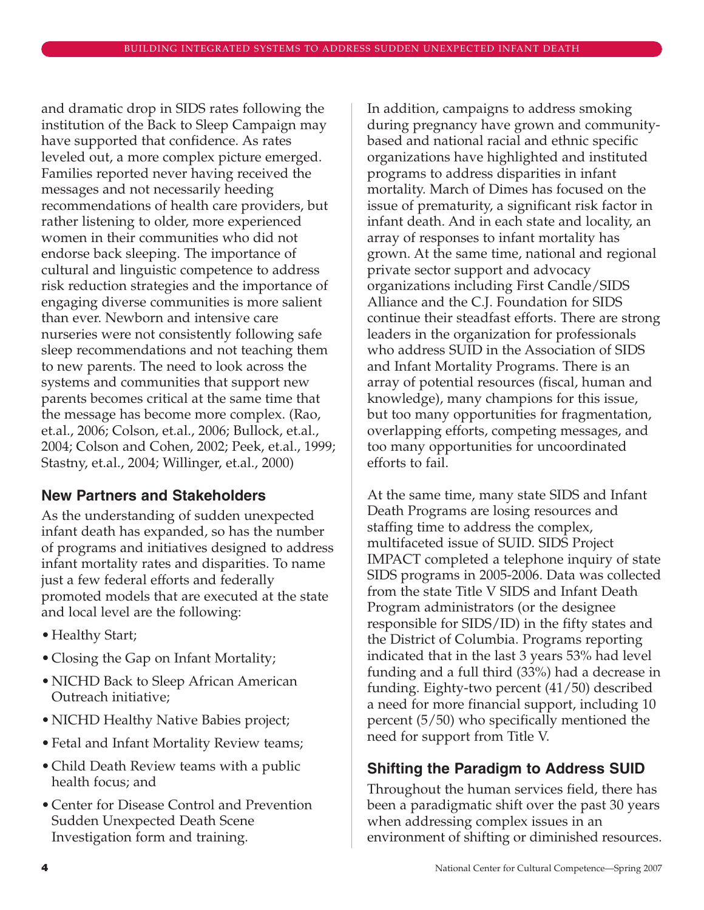and dramatic drop in SIDS rates following the institution of the Back to Sleep Campaign may have supported that confidence. As rates leveled out, a more complex picture emerged. Families reported never having received the messages and not necessarily heeding recommendations of health care providers, but rather listening to older, more experienced women in their communities who did not endorse back sleeping. The importance of cultural and linguistic competence to address risk reduction strategies and the importance of engaging diverse communities is more salient than ever. Newborn and intensive care nurseries were not consistently following safe sleep recommendations and not teaching them to new parents. The need to look across the systems and communities that support new parents becomes critical at the same time that the message has become more complex. (Rao, et.al., 2006; Colson, et.al., 2006; Bullock, et.al., 2004; Colson and Cohen, 2002; Peek, et.al., 1999; Stastny, et.al., 2004; Willinger, et.al., 2000)

## New Partners and Stakeholders

As the understanding of sudden unexpected infant death has expanded, so has the number of programs and initiatives designed to address infant mortality rates and disparities. To name just a few federal efforts and federally promoted models that are executed at the state and local level are the following:

- Healthy Start;
- Closing the Gap on Infant Mortality;
- NICHD Back to Sleep African American Outreach initiative;
- NICHD Healthy Native Babies project;
- Fetal and Infant Mortality Review teams;
- Child Death Review teams with a public health focus; and
- Center for Disease Control and Prevention Sudden Unexpected Death Scene Investigation form and training.

In addition, campaigns to address smoking during pregnancy have grown and community-based and national racial and ethnic specific organizations have highlighted and instituted programs to address disparities in infant mortality. March of Dimes has focused on the issue of prematurity, a significant risk factor in infant death. And in each state and locality, an array of responses to infant mortality has grown. At the same time, national and regional private sector support and advocacy organizations including First Candle/SIDS Alliance and the C.J. Foundation for SIDS continue their steadfast efforts. There are strong leaders in the organization for professionals who address SUID in the Association of SIDS and Infant Mortality Programs. There is an array of potential resources (fiscal, human and knowledge), many champions for this issue, but too many opportunities for fragmentation, overlapping efforts, competing messages, and too many opportunities for uncoordinated efforts to fail.

At the same time, many state SIDS and Infant Death Programs are losing resources and staffing time to address the complex, multifaceted issue of SUID. SIDS Project IMPACT completed a telephone inquiry of state SIDS programs in 2005-2006. Data was collected from the state Title V SIDS and Infant Death Program administrators (or the designee responsible for SIDS/ID) in the fifty states and the District of Columbia. Programs reporting indicated that in the last 3 years 53% had level funding and a full third (33%) had a decrease in funding. Eighty-two percent (41/50) described a need for more financial support, including 10 percent (5/50) who specifically mentioned the need for support from Title V.

## Shifting the Paradigm to Address SUID

Throughout the human services field, there has been a paradigmatic shift over the past 30 years when addressing complex issues in an environment of shifting or diminished resources.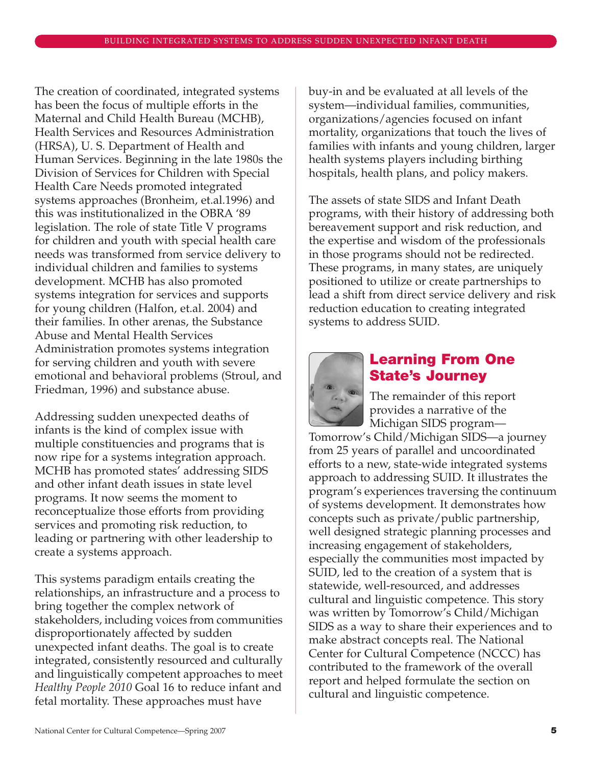The creation of coordinated, integrated systems has been the focus of multiple efforts in the Maternal and Child Health Bureau (MCHB), Health Services and Resources Administration (HRSA), U. S. Department of Health and Human Services. Beginning in the late 1980s the Division of Services for Children with Special Health Care Needs promoted integrated systems approaches (Bronheim, et.al.1996) and this was institutionalized in the OBRA '89 legislation. The role of state Title V programs for children and youth with special health care needs was transformed from service delivery to individual children and families to systems development. MCHB has also promoted systems integration for services and supports for young children (Halfon, et.al. 2004) and their families. In other arenas, the Substance Abuse and Mental Health Services Administration promotes systems integration for serving children and youth with severe emotional and behavioral problems (Stroul, and Friedman, 1996) and substance abuse.

Addressing sudden unexpected deaths of infants is the kind of complex issue with multiple constituencies and programs that is now ripe for a systems integration approach. MCHB has promoted states' addressing SIDS and other infant death issues in state level programs. It now seems the moment to reconceptualize those efforts from providing services and promoting risk reduction, to leading or partnering with other leadership to create a systems approach.

This systems paradigm entails creating the relationships, an infrastructure and a process to bring together the complex network of stakeholders, including voices from communities disproportionately affected by sudden unexpected infant deaths. The goal is to create integrated, consistently resourced and culturally and linguistically competent approaches to meet *Healthy People 2010* Goal 16 to reduce infant and fetal mortality. These approaches must have buy-in and be evaluated at all levels of the system—individual families, communities, organizations/agencies focused on infant mortality, organizations that touch the lives of families with infants and young children, larger health systems players including birthing hospitals, health plans, and policy makers.

The assets of state SIDS and Infant Death programs, with their history of addressing both bereavement support and risk reduction, and the expertise and wisdom of the professionals in those programs should not be redirected. These programs, in many states, are uniquely positioned to utilize or create partnerships to lead a shift from direct service delivery and risk reduction education to creating integrated systems to address SUID.

## Learning From One State's Journey

The remainder of this report provides a narrative of the Michigan SIDS program—Tomorrow's Child/Michigan SIDS—a journey from 25 years of parallel and uncoordinated efforts to a new, state-wide integrated systems approach to addressing SUID. It illustrates the program's experiences traversing the continuum of systems development. It demonstrates how concepts such as private/public partnership, well designed strategic planning processes and increasing engagement of stakeholders, especially the communities most impacted by SUID, led to the creation of a system that is statewide, well-resourced, and addresses cultural and linguistic competence. This story was written by Tomorrow's Child/Michigan SIDS as a way to share their experiences and to make abstract concepts real. The National Center for Cultural Competence (NCCC) has contributed to the framework of the overall report and helped formulate the section on cultural and linguistic competence.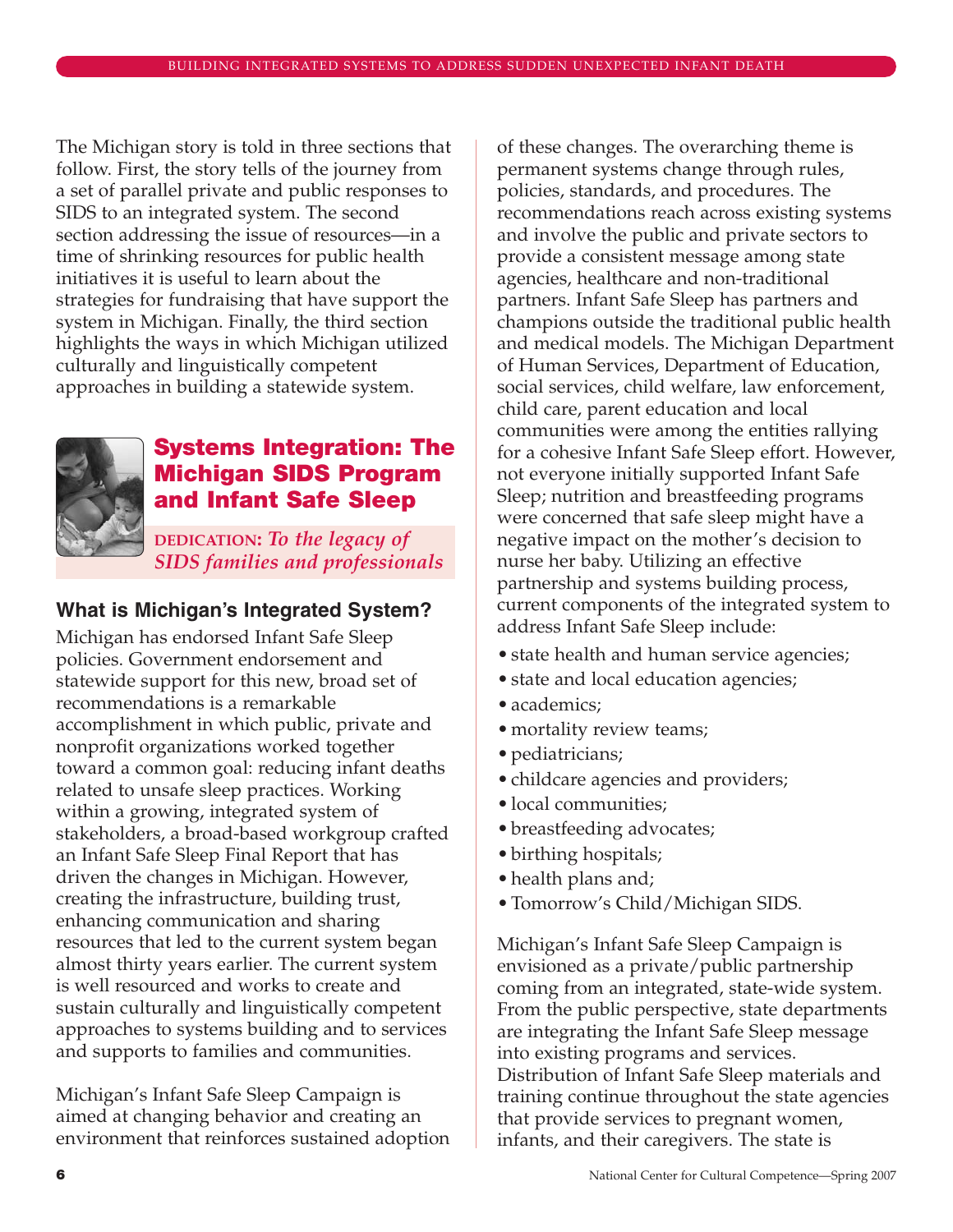The Michigan story is told in three sections that follow. First, the story tells of the journey from a set of parallel private and public responses to SIDS to an integrated system. The second section addressing the issue of resources—in a time of shrinking resources for public health initiatives it is useful to learn about the strategies for fundraising that have support the system in Michigan. Finally, the third section highlights the ways in which Michigan utilized culturally and linguistically competent approaches in building a statewide system.

## Systems Integration: The Michigan SIDS Program and Infant Safe Sleep

**DEDICATION:** *To the legacy of SIDS families and professionals*

### What is Michigan's Integrated System?

Michigan has endorsed Infant Safe Sleep policies. Government endorsement and statewide support for this new, broad set of recommendations is a remarkable accomplishment in which public, private and nonprofit organizations worked together toward a common goal: reducing infant deaths related to unsafe sleep practices. Working within a growing, integrated system of stakeholders, a broad-based workgroup crafted an Infant Safe Sleep Final Report that has driven the changes in Michigan. However, creating the infrastructure, building trust, enhancing communication and sharing resources that led to the current system began almost thirty years earlier. The current system is well resourced and works to create and sustain culturally and linguistically competent approaches to systems building and to services and supports to families and communities.

Michigan's Infant Safe Sleep Campaign is aimed at changing behavior and creating an environment that reinforces sustained adoption of these changes. The overarching theme is permanent systems change through rules, policies, standards, and procedures. The recommendations reach across existing systems and involve the public and private sectors to provide a consistent message among state agencies, healthcare and non-traditional partners. Infant Safe Sleep has partners and champions outside the traditional public health and medical models. The Michigan Department of Human Services, Department of Education, social services, child welfare, law enforcement, child care, parent education and local communities were among the entities rallying for a cohesive Infant Safe Sleep effort. However, not everyone initially supported Infant Safe Sleep; nutrition and breastfeeding programs were concerned that safe sleep might have a negative impact on the mother's decision to nurse her baby. Utilizing an effective partnership and systems building process, current components of the integrated system to address Infant Safe Sleep include:

- state health and human service agencies;
- state and local education agencies;
- academics;
- mortality review teams;
- pediatricians;
- childcare agencies and providers;
- local communities;
- breastfeeding advocates;
- birthing hospitals;
- health plans and;
- Tomorrow's Child/Michigan SIDS.

Michigan's Infant Safe Sleep Campaign is envisioned as a private/public partnership coming from an integrated, state-wide system. From the public perspective, state departments are integrating the Infant Safe Sleep message into existing programs and services. Distribution of Infant Safe Sleep materials and training continue throughout the state agencies that provide services to pregnant women, infants, and their caregivers. The state is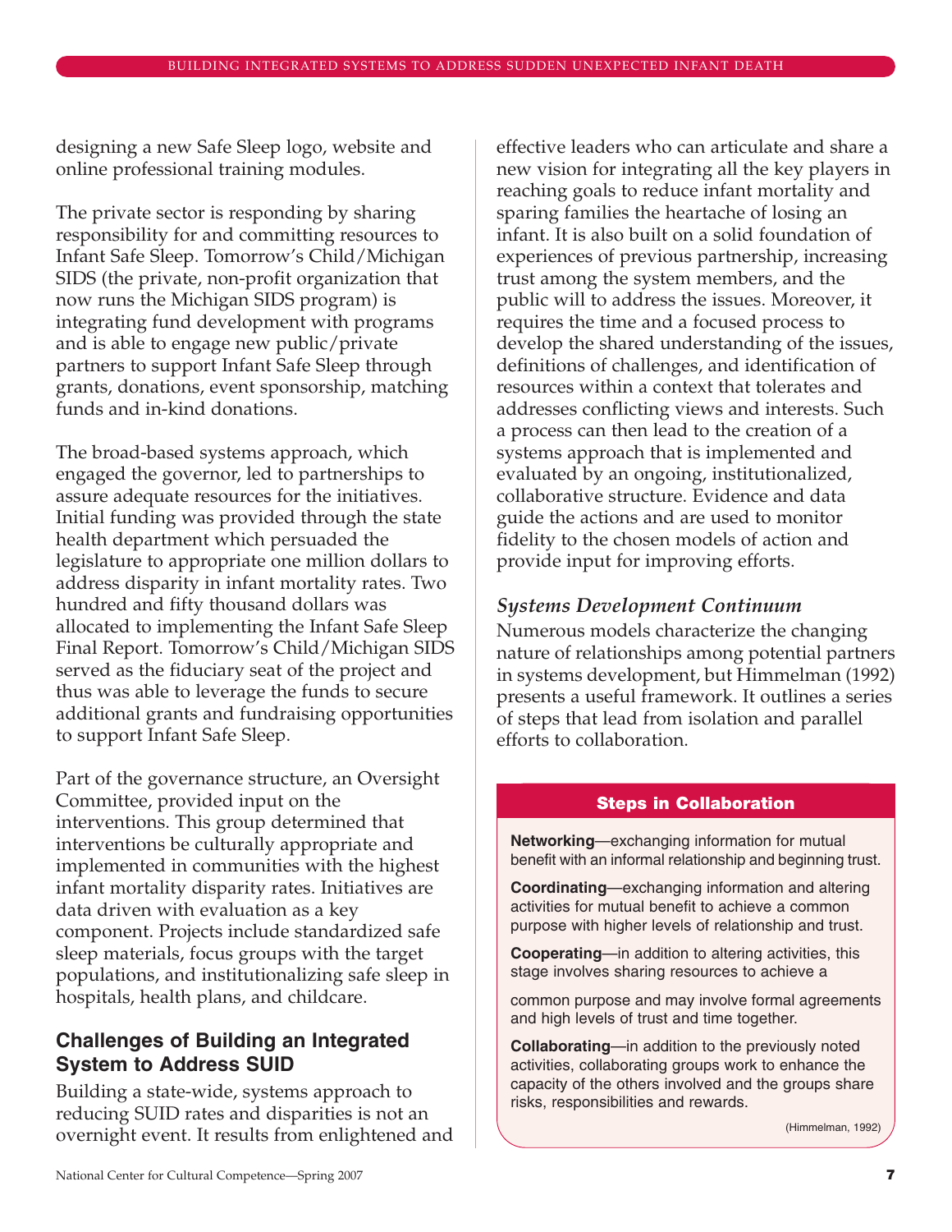designing a new Safe Sleep logo, website and online professional training modules.

The private sector is responding by sharing responsibility for and committing resources to Infant Safe Sleep. Tomorrow's Child/Michigan SIDS (the private, non-profit organization that now runs the Michigan SIDS program) is integrating fund development with programs and is able to engage new public/private partners to support Infant Safe Sleep through grants, donations, event sponsorship, matching funds and in-kind donations.

The broad-based systems approach, which engaged the governor, led to partnerships to assure adequate resources for the initiatives. Initial funding was provided through the state health department which persuaded the legislature to appropriate one million dollars to address disparity in infant mortality rates. Two hundred and fifty thousand dollars was allocated to implementing the Infant Safe Sleep Final Report. Tomorrow's Child/Michigan SIDS served as the fiduciary seat of the project and thus was able to leverage the funds to secure additional grants and fundraising opportunities to support Infant Safe Sleep.

Part of the governance structure, an Oversight Committee, provided input on the interventions. This group determined that interventions be culturally appropriate and implemented in communities with the highest infant mortality disparity rates. Initiatives are data driven with evaluation as a key component. Projects include standardized safe sleep materials, focus groups with the target populations, and institutionalizing safe sleep in hospitals, health plans, and childcare.

## Challenges of Building an Integrated System to Address SUID

Building a state-wide, systems approach to reducing SUID rates and disparities is not an overnight event. It results from enlightened and effective leaders who can articulate and share a new vision for integrating all the key players in reaching goals to reduce infant mortality and sparing families the heartache of losing an infant. It is also built on a solid foundation of experiences of previous partnership, increasing trust among the system members, and the public will to address the issues. Moreover, it requires the time and a focused process to develop the shared understanding of the issues, definitions of challenges, and identification of resources within a context that tolerates and addresses conflicting views and interests. Such a process can then lead to the creation of a systems approach that is implemented and evaluated by an ongoing, institutionalized, collaborative structure. Evidence and data guide the actions and are used to monitor fidelity to the chosen models of action and provide input for improving efforts.

### *Systems Development Continuum*

Numerous models characterize the changing nature of relationships among potential partners in systems development, but Himmelman (1992) presents a useful framework. It outlines a series of steps that lead from isolation and parallel efforts to collaboration.

#### Steps in Collaboration

**Networking**—exchanging information for mutual benefit with an informal relationship and beginning trust.

**Coordinating**—exchanging information and altering activities for mutual benefit to achieve a common purpose with higher levels of relationship and trust.

**Cooperating**—in addition to altering activities, this stage involves sharing resources to achieve a common purpose and may involve formal agreements and high levels of trust and time together.

**Collaborating**—in addition to the previously noted activities, collaborating groups work to enhance the capacity of the others involved and the groups share risks, responsibilities and rewards.

(Himmelman, 1992)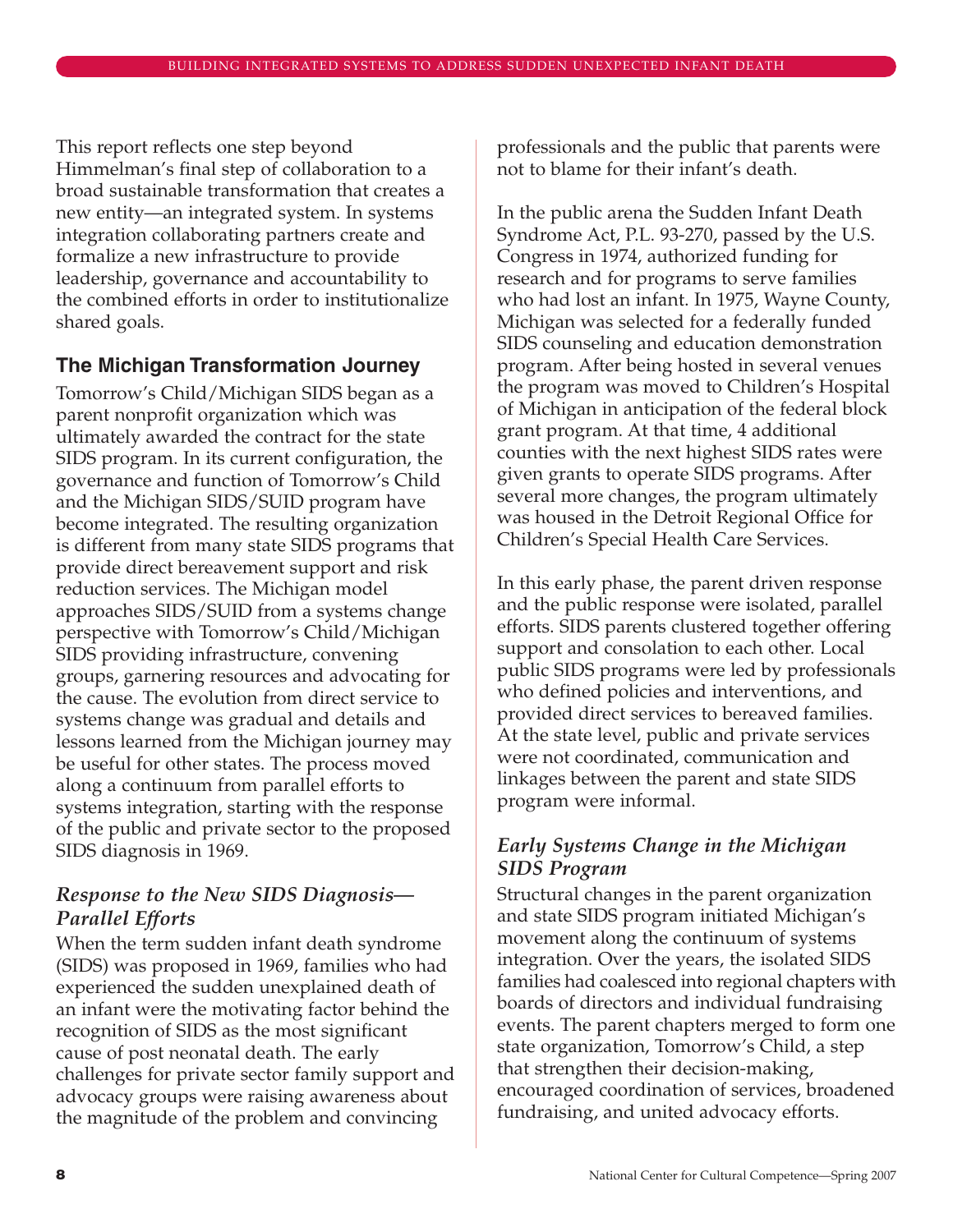This report reflects one step beyond Himmelman's final step of collaboration to a broad sustainable transformation that creates a new entity—an integrated system. In systems integration collaborating partners create and formalize a new infrastructure to provide leadership, governance and accountability to the combined efforts in order to institutionalize shared goals.

## The Michigan Transformation Journey

Tomorrow's Child/Michigan SIDS began as a parent nonprofit organization which was ultimately awarded the contract for the state SIDS program. In its current configuration, the governance and function of Tomorrow's Child and the Michigan SIDS/SUID program have become integrated. The resulting organization is different from many state SIDS programs that provide direct bereavement support and risk reduction services. The Michigan model approaches SIDS/SUID from a systems change perspective with Tomorrow's Child/Michigan SIDS providing infrastructure, convening groups, garnering resources and advocating for the cause. The evolution from direct service to systems change was gradual and details and lessons learned from the Michigan journey may be useful for other states. The process moved along a continuum from parallel efforts to systems integration, starting with the response of the public and private sector to the proposed SIDS diagnosis in 1969.

### *Response to the New SIDS Diagnosis—Parallel Efforts*

When the term sudden infant death syndrome (SIDS) was proposed in 1969, families who had experienced the sudden unexplained death of an infant were the motivating factor behind the recognition of SIDS as the most significant cause of post neonatal death. The early challenges for private sector family support and advocacy groups were raising awareness about the magnitude of the problem and convincing professionals and the public that parents were not to blame for their infant's death.

In the public arena the Sudden Infant Death Syndrome Act, P.L. 93-270, passed by the U.S. Congress in 1974, authorized funding for research and for programs to serve families who had lost an infant. In 1975, Wayne County, Michigan was selected for a federally funded SIDS counseling and education demonstration program. After being hosted in several venues the program was moved to Children's Hospital of Michigan in anticipation of the federal block grant program. At that time, 4 additional counties with the next highest SIDS rates were given grants to operate SIDS programs. After several more changes, the program ultimately was housed in the Detroit Regional Office for Children's Special Health Care Services.

In this early phase, the parent driven response and the public response were isolated, parallel efforts. SIDS parents clustered together offering support and consolation to each other. Local public SIDS programs were led by professionals who defined policies and interventions, and provided direct services to bereaved families. At the state level, public and private services were not coordinated, communication and linkages between the parent and state SIDS program were informal.

### *Early Systems Change in the Michigan SIDS Program*

Structural changes in the parent organization and state SIDS program initiated Michigan's movement along the continuum of systems integration. Over the years, the isolated SIDS families had coalesced into regional chapters with boards of directors and individual fundraising events. The parent chapters merged to form one state organization, Tomorrow's Child, a step that strengthen their decision-making, encouraged coordination of services, broadened fundraising, and united advocacy efforts.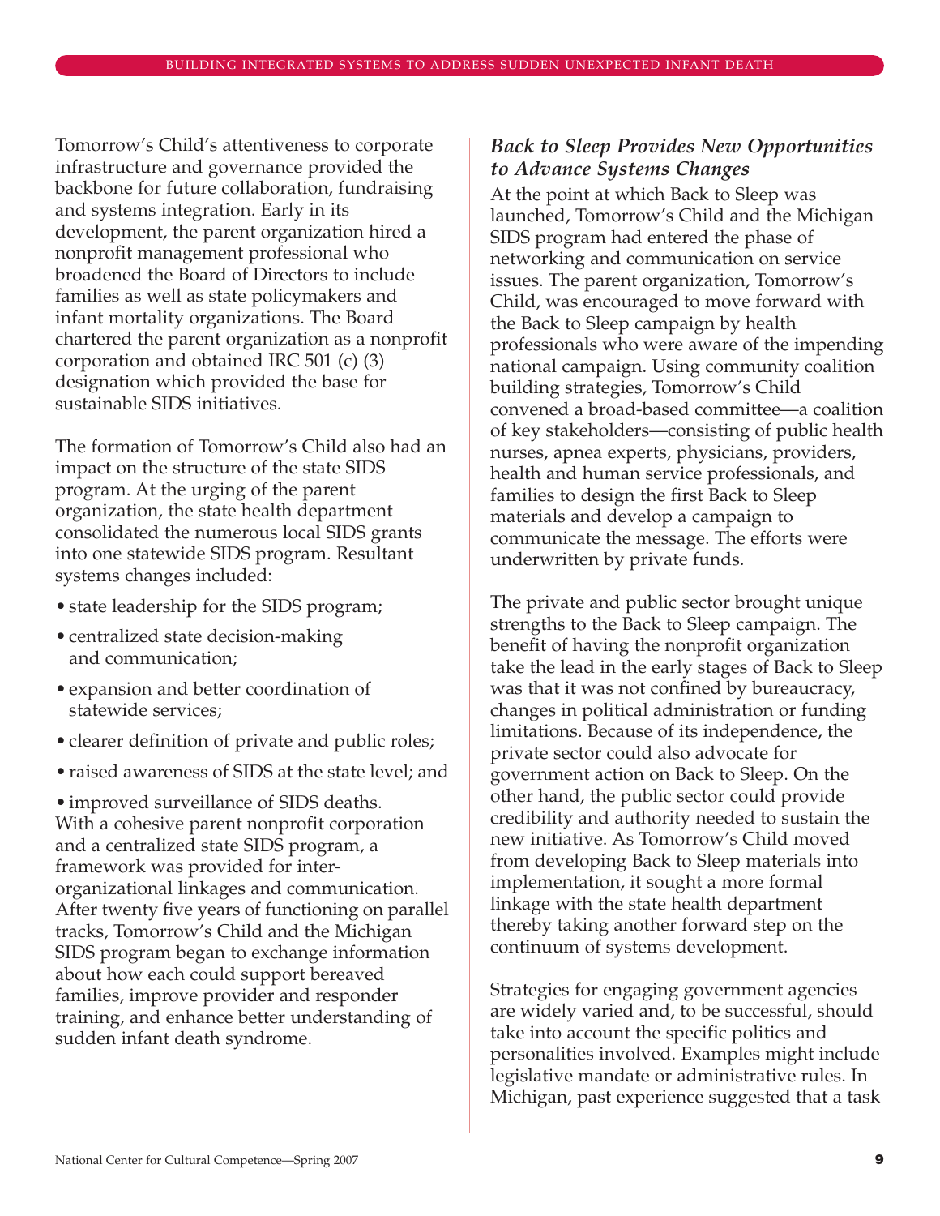Tomorrow's Child's attentiveness to corporate infrastructure and governance provided the backbone for future collaboration, fundraising and systems integration. Early in its development, the parent organization hired a nonprofit management professional who broadened the Board of Directors to include families as well as state policymakers and infant mortality organizations. The Board chartered the parent organization as a nonprofit corporation and obtained IRC 501 (c) (3) designation which provided the base for sustainable SIDS initiatives.

The formation of Tomorrow's Child also had an impact on the structure of the state SIDS program. At the urging of the parent organization, the state health department consolidated the numerous local SIDS grants into one statewide SIDS program. Resultant systems changes included:

- state leadership for the SIDS program;
- centralized state decision-making and communication;
- expansion and better coordination of statewide services;
- clearer definition of private and public roles;
- raised awareness of SIDS at the state level; and
- improved surveillance of SIDS deaths.

With a cohesive parent nonprofit corporation and a centralized state SIDS program, a framework was provided for inter-organizational linkages and communication. After twenty five years of functioning on parallel tracks, Tomorrow's Child and the Michigan SIDS program began to exchange information about how each could support bereaved families, improve provider and responder training, and enhance better understanding of sudden infant death syndrome.

### *Back to Sleep Provides New Opportunities to Advance Systems Changes*

At the point at which Back to Sleep was launched, Tomorrow's Child and the Michigan SIDS program had entered the phase of networking and communication on service issues. The parent organization, Tomorrow's Child, was encouraged to move forward with the Back to Sleep campaign by health professionals who were aware of the impending national campaign. Using community coalition building strategies, Tomorrow's Child convened a broad-based committee—a coalition of key stakeholders—consisting of public health nurses, apnea experts, physicians, providers, health and human service professionals, and families to design the first Back to Sleep materials and develop a campaign to communicate the message. The efforts were underwritten by private funds.

The private and public sector brought unique strengths to the Back to Sleep campaign. The benefit of having the nonprofit organization take the lead in the early stages of Back to Sleep was that it was not confined by bureaucracy, changes in political administration or funding limitations. Because of its independence, the private sector could also advocate for government action on Back to Sleep. On the other hand, the public sector could provide credibility and authority needed to sustain the new initiative. As Tomorrow's Child moved from developing Back to Sleep materials into implementation, it sought a more formal linkage with the state health department thereby taking another forward step on the continuum of systems development.

Strategies for engaging government agencies are widely varied and, to be successful, should take into account the specific politics and personalities involved. Examples might include legislative mandate or administrative rules. In Michigan, past experience suggested that a task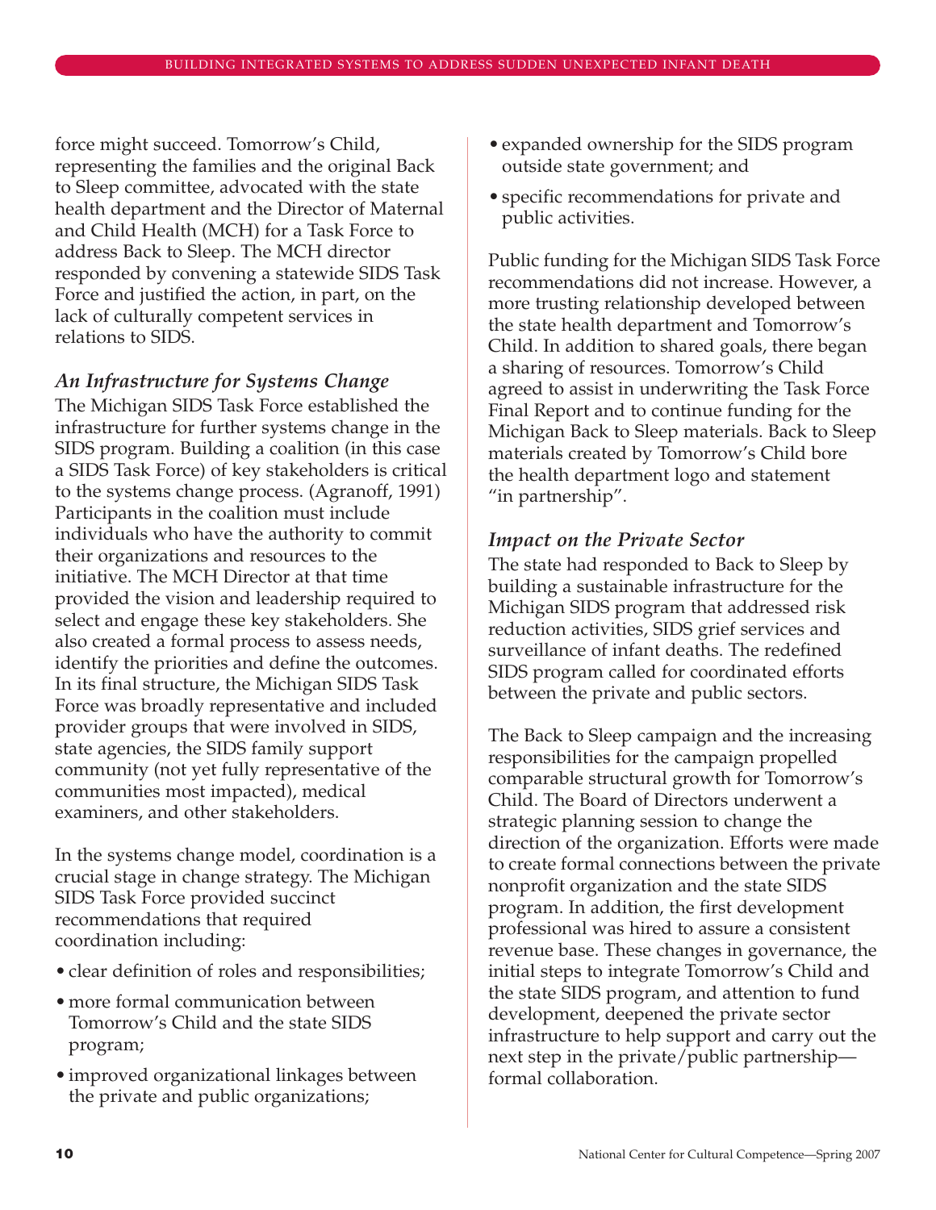force might succeed. Tomorrow's Child, representing the families and the original Back to Sleep committee, advocated with the state health department and the Director of Maternal and Child Health (MCH) for a Task Force to address Back to Sleep. The MCH director responded by convening a statewide SIDS Task Force and justified the action, in part, on the lack of culturally competent services in relations to SIDS.

### *An Infrastructure for Systems Change*

The Michigan SIDS Task Force established the infrastructure for further systems change in the SIDS program. Building a coalition (in this case a SIDS Task Force) of key stakeholders is critical to the systems change process. (Agranoff, 1991) Participants in the coalition must include individuals who have the authority to commit their organizations and resources to the initiative. The MCH Director at that time provided the vision and leadership required to select and engage these key stakeholders. She also created a formal process to assess needs, identify the priorities and define the outcomes. In its final structure, the Michigan SIDS Task Force was broadly representative and included provider groups that were involved in SIDS, state agencies, the SIDS family support community (not yet fully representative of the communities most impacted), medical examiners, and other stakeholders.

In the systems change model, coordination is a crucial stage in change strategy. The Michigan SIDS Task Force provided succinct recommendations that required coordination including:

- clear definition of roles and responsibilities;
- more formal communication between Tomorrow's Child and the state SIDS program;
- improved organizational linkages between the private and public organizations;
- expanded ownership for the SIDS program outside state government; and
- specific recommendations for private and public activities.

Public funding for the Michigan SIDS Task Force recommendations did not increase. However, a more trusting relationship developed between the state health department and Tomorrow's Child. In addition to shared goals, there began a sharing of resources. Tomorrow's Child agreed to assist in underwriting the Task Force Final Report and to continue funding for the Michigan Back to Sleep materials. Back to Sleep materials created by Tomorrow's Child bore the health department logo and statement "in partnership".

### *Impact on the Private Sector*

The state had responded to Back to Sleep by building a sustainable infrastructure for the Michigan SIDS program that addressed risk reduction activities, SIDS grief services and surveillance of infant deaths. The redefined SIDS program called for coordinated efforts between the private and public sectors.

The Back to Sleep campaign and the increasing responsibilities for the campaign propelled comparable structural growth for Tomorrow's Child. The Board of Directors underwent a strategic planning session to change the direction of the organization. Efforts were made to create formal connections between the private nonprofit organization and the state SIDS program. In addition, the first development professional was hired to assure a consistent revenue base. These changes in governance, the initial steps to integrate Tomorrow's Child and the state SIDS program, and attention to fund development, deepened the private sector infrastructure to help support and carry out the next step in the private/public partnership—formal collaboration.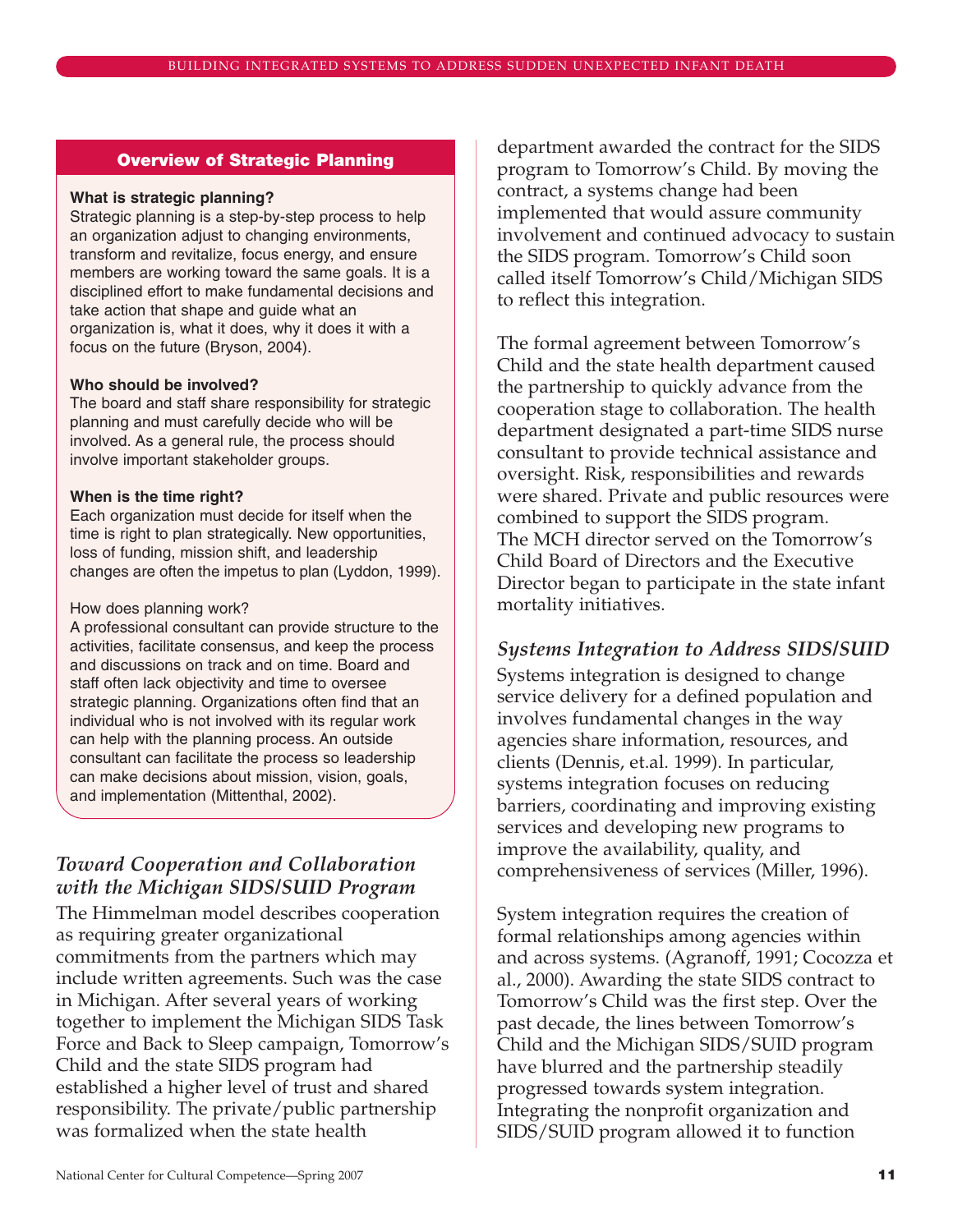## Overview of Strategic Planning

**What is strategic planning?**
Strategic planning is a step-by-step process to help an organization adjust to changing environments, transform and revitalize, focus energy, and ensure members are working toward the same goals. It is a disciplined effort to make fundamental decisions and take action that shape and guide what an organization is, what it does, why it does it with a focus on the future (Bryson, 2004).

**Who should be involved?**
The board and staff share responsibility for strategic planning and must carefully decide who will be involved. As a general rule, the process should involve important stakeholder groups.

**When is the time right?**
Each organization must decide for itself when the time is right to plan strategically. New opportunities, loss of funding, mission shift, and leadership changes are often the impetus to plan (Lyddon, 1999).

How does planning work?
A professional consultant can provide structure to the activities, facilitate consensus, and keep the process and discussions on track and on time. Board and staff often lack objectivity and time to oversee strategic planning. Organizations often find that an individual who is not involved with its regular work can help with the planning process. An outside consultant can facilitate the process so leadership can make decisions about mission, vision, goals, and implementation (Mittenthal, 2002).

### *Toward Cooperation and Collaboration with the Michigan SIDS/SUID Program*

The Himmelman model describes cooperation as requiring greater organizational commitments from the partners which may include written agreements. Such was the case in Michigan. After several years of working together to implement the Michigan SIDS Task Force and Back to Sleep campaign, Tomorrow's Child and the state SIDS program had established a higher level of trust and shared responsibility. The private/public partnership was formalized when the state health department awarded the contract for the SIDS program to Tomorrow's Child. By moving the contract, a systems change had been implemented that would assure community involvement and continued advocacy to sustain the SIDS program. Tomorrow's Child soon called itself Tomorrow's Child/Michigan SIDS to reflect this integration.

The formal agreement between Tomorrow's Child and the state health department caused the partnership to quickly advance from the cooperation stage to collaboration. The health department designated a part-time SIDS nurse consultant to provide technical assistance and oversight. Risk, responsibilities and rewards were shared. Private and public resources were combined to support the SIDS program. The MCH director served on the Tomorrow's Child Board of Directors and the Executive Director began to participate in the state infant mortality initiatives.

### *Systems Integration to Address SIDS/SUID*

Systems integration is designed to change service delivery for a defined population and involves fundamental changes in the way agencies share information, resources, and clients (Dennis, et.al. 1999). In particular, systems integration focuses on reducing barriers, coordinating and improving existing services and developing new programs to improve the availability, quality, and comprehensiveness of services (Miller, 1996).

System integration requires the creation of formal relationships among agencies within and across systems. (Agranoff, 1991; Cocozza et al., 2000). Awarding the state SIDS contract to Tomorrow's Child was the first step. Over the past decade, the lines between Tomorrow's Child and the Michigan SIDS/SUID program have blurred and the partnership steadily progressed towards system integration. Integrating the nonprofit organization and SIDS/SUID program allowed it to function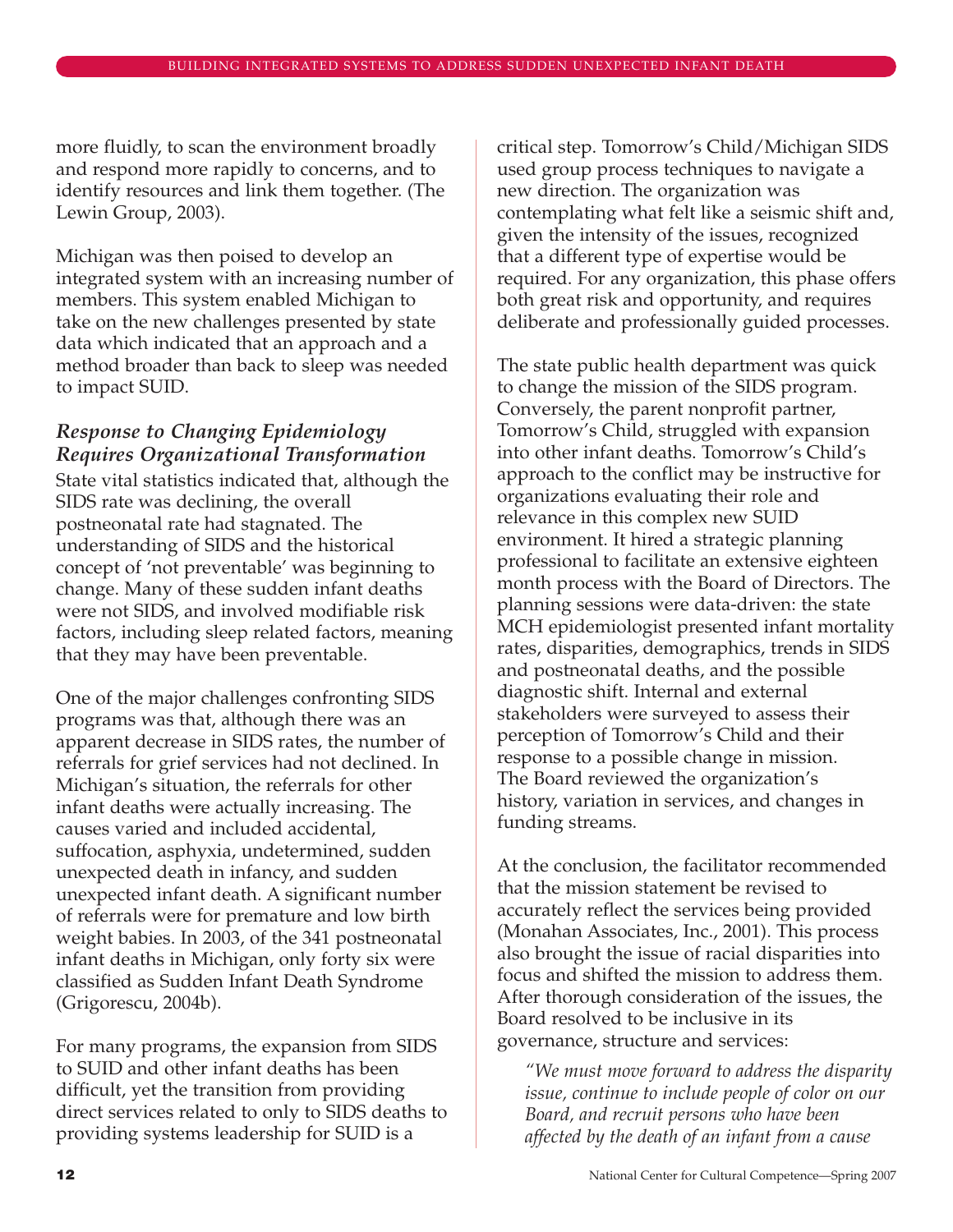more fluidly, to scan the environment broadly and respond more rapidly to concerns, and to identify resources and link them together. (The Lewin Group, 2003).

Michigan was then poised to develop an integrated system with an increasing number of members. This system enabled Michigan to take on the new challenges presented by state data which indicated that an approach and a method broader than back to sleep was needed to impact SUID.

### *Response to Changing Epidemiology Requires Organizational Transformation*

State vital statistics indicated that, although the SIDS rate was declining, the overall postneonatal rate had stagnated. The understanding of SIDS and the historical concept of 'not preventable' was beginning to change. Many of these sudden infant deaths were not SIDS, and involved modifiable risk factors, including sleep related factors, meaning that they may have been preventable.

One of the major challenges confronting SIDS programs was that, although there was an apparent decrease in SIDS rates, the number of referrals for grief services had not declined. In Michigan's situation, the referrals for other infant deaths were actually increasing. The causes varied and included accidental, suffocation, asphyxia, undetermined, sudden unexpected death in infancy, and sudden unexpected infant death. A significant number of referrals were for premature and low birth weight babies. In 2003, of the 341 postneonatal infant deaths in Michigan, only forty six were classified as Sudden Infant Death Syndrome (Grigorescu, 2004b).

For many programs, the expansion from SIDS to SUID and other infant deaths has been difficult, yet the transition from providing direct services related to only to SIDS deaths to providing systems leadership for SUID is a critical step. Tomorrow's Child/Michigan SIDS used group process techniques to navigate a new direction. The organization was contemplating what felt like a seismic shift and, given the intensity of the issues, recognized that a different type of expertise would be required. For any organization, this phase offers both great risk and opportunity, and requires deliberate and professionally guided processes.

The state public health department was quick to change the mission of the SIDS program. Conversely, the parent nonprofit partner, Tomorrow's Child, struggled with expansion into other infant deaths. Tomorrow's Child's approach to the conflict may be instructive for organizations evaluating their role and relevance in this complex new SUID environment. It hired a strategic planning professional to facilitate an extensive eighteen month process with the Board of Directors. The planning sessions were data-driven: the state MCH epidemiologist presented infant mortality rates, disparities, demographics, trends in SIDS and postneonatal deaths, and the possible diagnostic shift. Internal and external stakeholders were surveyed to assess their perception of Tomorrow's Child and their response to a possible change in mission. The Board reviewed the organization's history, variation in services, and changes in funding streams.

At the conclusion, the facilitator recommended that the mission statement be revised to accurately reflect the services being provided (Monahan Associates, Inc., 2001). This process also brought the issue of racial disparities into focus and shifted the mission to address them. After thorough consideration of the issues, the Board resolved to be inclusive in its governance, structure and services:

> *"We must move forward to address the disparity issue, continue to include people of color on our Board, and recruit persons who have been affected by the death of an infant from a cause*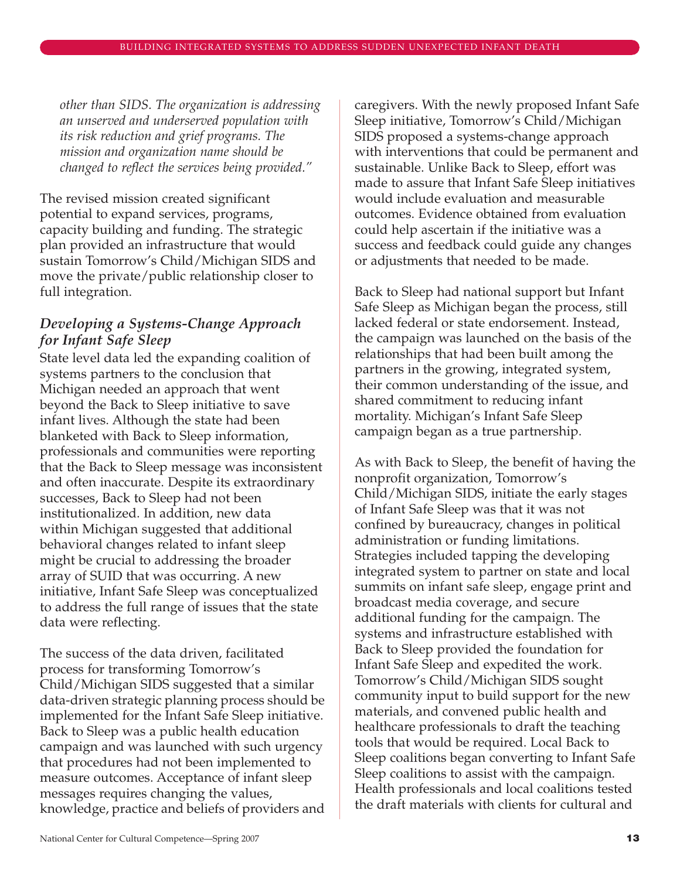*other than SIDS. The organization is addressing an unserved and underserved population with its risk reduction and grief programs. The mission and organization name should be changed to reflect the services being provided."*

The revised mission created significant potential to expand services, programs, capacity building and funding. The strategic plan provided an infrastructure that would sustain Tomorrow's Child/Michigan SIDS and move the private/public relationship closer to full integration.

### *Developing a Systems-Change Approach for Infant Safe Sleep*

State level data led the expanding coalition of systems partners to the conclusion that Michigan needed an approach that went beyond the Back to Sleep initiative to save infant lives. Although the state had been blanketed with Back to Sleep information, professionals and communities were reporting that the Back to Sleep message was inconsistent and often inaccurate. Despite its extraordinary successes, Back to Sleep had not been institutionalized. In addition, new data within Michigan suggested that additional behavioral changes related to infant sleep might be crucial to addressing the broader array of SUID that was occurring. A new initiative, Infant Safe Sleep was conceptualized to address the full range of issues that the state data were reflecting.

The success of the data driven, facilitated process for transforming Tomorrow's Child/Michigan SIDS suggested that a similar data-driven strategic planning process should be implemented for the Infant Safe Sleep initiative. Back to Sleep was a public health education campaign and was launched with such urgency that procedures had not been implemented to measure outcomes. Acceptance of infant sleep messages requires changing the values, knowledge, practice and beliefs of providers and caregivers. With the newly proposed Infant Safe Sleep initiative, Tomorrow's Child/Michigan SIDS proposed a systems-change approach with interventions that could be permanent and sustainable. Unlike Back to Sleep, effort was made to assure that Infant Safe Sleep initiatives would include evaluation and measurable outcomes. Evidence obtained from evaluation could help ascertain if the initiative was a success and feedback could guide any changes or adjustments that needed to be made.

Back to Sleep had national support but Infant Safe Sleep as Michigan began the process, still lacked federal or state endorsement. Instead, the campaign was launched on the basis of the relationships that had been built among the partners in the growing, integrated system, their common understanding of the issue, and shared commitment to reducing infant mortality. Michigan's Infant Safe Sleep campaign began as a true partnership.

As with Back to Sleep, the benefit of having the nonprofit organization, Tomorrow's Child/Michigan SIDS, initiate the early stages of Infant Safe Sleep was that it was not confined by bureaucracy, changes in political administration or funding limitations. Strategies included tapping the developing integrated system to partner on state and local summits on infant safe sleep, engage print and broadcast media coverage, and secure additional funding for the campaign. The systems and infrastructure established with Back to Sleep provided the foundation for Infant Safe Sleep and expedited the work. Tomorrow's Child/Michigan SIDS sought community input to build support for the new materials, and convened public health and healthcare professionals to draft the teaching tools that would be required. Local Back to Sleep coalitions began converting to Infant Safe Sleep coalitions to assist with the campaign. Health professionals and local coalitions tested the draft materials with clients for cultural and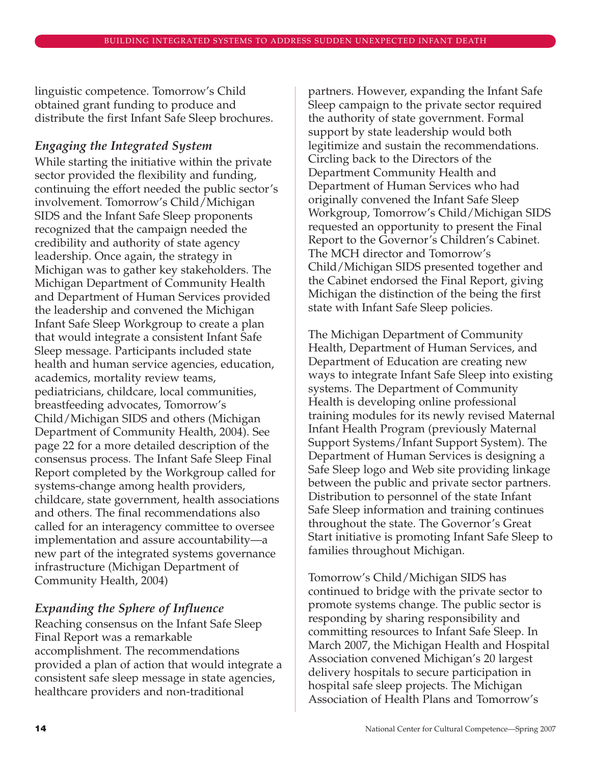linguistic competence. Tomorrow's Child obtained grant funding to produce and distribute the first Infant Safe Sleep brochures.

### *Engaging the Integrated System*

While starting the initiative within the private sector provided the flexibility and funding, continuing the effort needed the public sector's involvement. Tomorrow's Child/Michigan SIDS and the Infant Safe Sleep proponents recognized that the campaign needed the credibility and authority of state agency leadership. Once again, the strategy in Michigan was to gather key stakeholders. The Michigan Department of Community Health and Department of Human Services provided the leadership and convened the Michigan Infant Safe Sleep Workgroup to create a plan that would integrate a consistent Infant Safe Sleep message. Participants included state health and human service agencies, education, academics, mortality review teams, pediatricians, childcare, local communities, breastfeeding advocates, Tomorrow's Child/Michigan SIDS and others (Michigan Department of Community Health, 2004). See page 22 for a more detailed description of the consensus process. The Infant Safe Sleep Final Report completed by the Workgroup called for systems-change among health providers, childcare, state government, health associations and others. The final recommendations also called for an interagency committee to oversee implementation and assure accountability—a new part of the integrated systems governance infrastructure (Michigan Department of Community Health, 2004)

### *Expanding the Sphere of Influence*

Reaching consensus on the Infant Safe Sleep Final Report was a remarkable accomplishment. The recommendations provided a plan of action that would integrate a consistent safe sleep message in state agencies, healthcare providers and non-traditional partners. However, expanding the Infant Safe Sleep campaign to the private sector required the authority of state government. Formal support by state leadership would both legitimize and sustain the recommendations. Circling back to the Directors of the Department Community Health and Department of Human Services who had originally convened the Infant Safe Sleep Workgroup, Tomorrow's Child/Michigan SIDS requested an opportunity to present the Final Report to the Governor's Children's Cabinet. The MCH director and Tomorrow's Child/Michigan SIDS presented together and the Cabinet endorsed the Final Report, giving Michigan the distinction of the being the first state with Infant Safe Sleep policies.

The Michigan Department of Community Health, Department of Human Services, and Department of Education are creating new ways to integrate Infant Safe Sleep into existing systems. The Department of Community Health is developing online professional training modules for its newly revised Maternal Infant Health Program (previously Maternal Support Systems/Infant Support System). The Department of Human Services is designing a Safe Sleep logo and Web site providing linkage between the public and private sector partners. Distribution to personnel of the state Infant Safe Sleep information and training continues throughout the state. The Governor's Great Start initiative is promoting Infant Safe Sleep to families throughout Michigan.

Tomorrow's Child/Michigan SIDS has continued to bridge with the private sector to promote systems change. The public sector is responding by sharing responsibility and committing resources to Infant Safe Sleep. In March 2007, the Michigan Health and Hospital Association convened Michigan's 20 largest delivery hospitals to secure participation in hospital safe sleep projects. The Michigan Association of Health Plans and Tomorrow's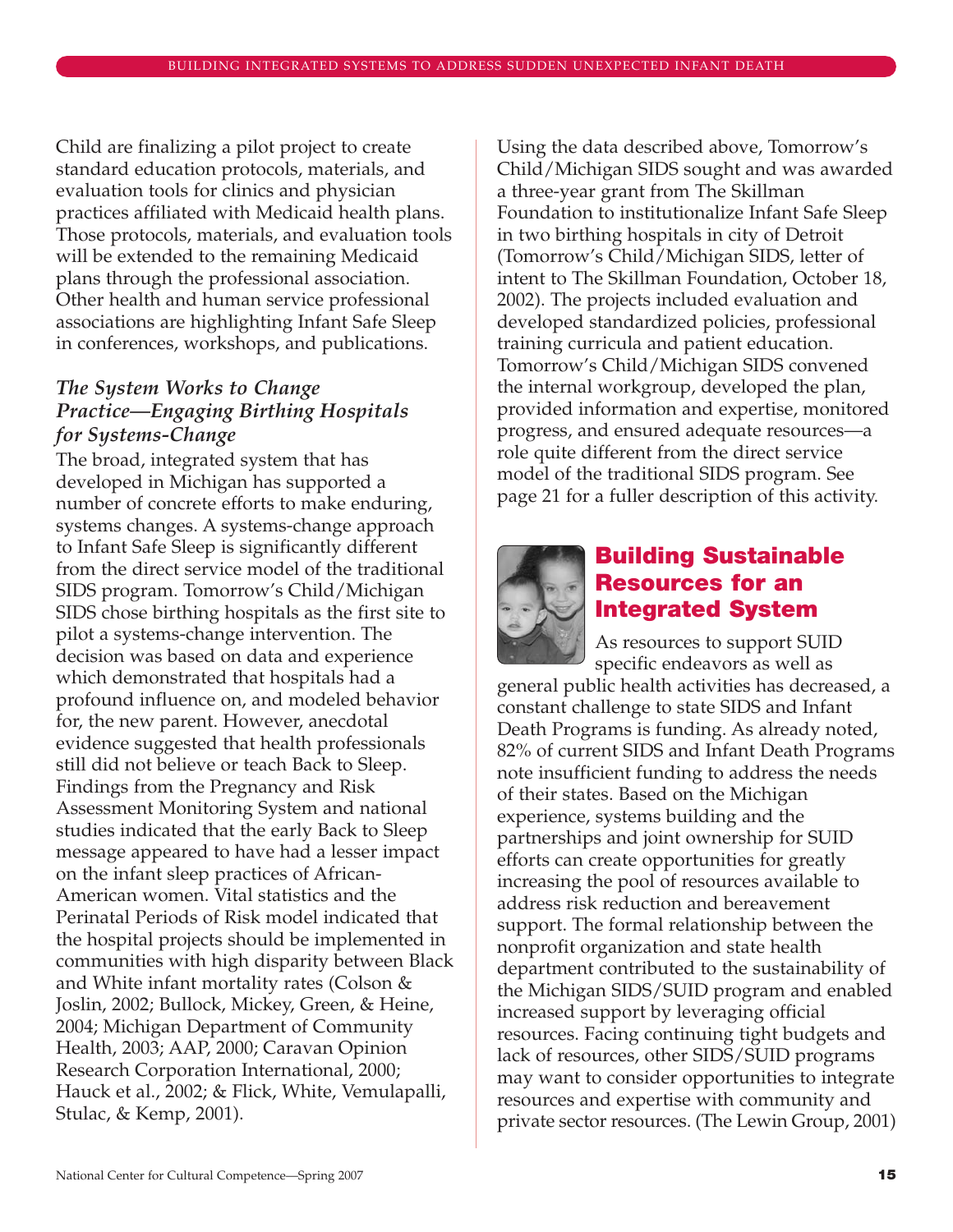Child are finalizing a pilot project to create standard education protocols, materials, and evaluation tools for clinics and physician practices affiliated with Medicaid health plans. Those protocols, materials, and evaluation tools will be extended to the remaining Medicaid plans through the professional association. Other health and human service professional associations are highlighting Infant Safe Sleep in conferences, workshops, and publications.

### *The System Works to Change Practice—Engaging Birthing Hospitals for Systems-Change*

The broad, integrated system that has developed in Michigan has supported a number of concrete efforts to make enduring, systems changes. A systems-change approach to Infant Safe Sleep is significantly different from the direct service model of the traditional SIDS program. Tomorrow's Child/Michigan SIDS chose birthing hospitals as the first site to pilot a systems-change intervention. The decision was based on data and experience which demonstrated that hospitals had a profound influence on, and modeled behavior for, the new parent. However, anecdotal evidence suggested that health professionals still did not believe or teach Back to Sleep. Findings from the Pregnancy and Risk Assessment Monitoring System and national studies indicated that the early Back to Sleep message appeared to have had a lesser impact on the infant sleep practices of African-American women. Vital statistics and the Perinatal Periods of Risk model indicated that the hospital projects should be implemented in communities with high disparity between Black and White infant mortality rates (Colson & Joslin, 2002; Bullock, Mickey, Green, & Heine, 2004; Michigan Department of Community Health, 2003; AAP, 2000; Caravan Opinion Research Corporation International, 2000; Hauck et al., 2002; & Flick, White, Vemulapalli, Stulac, & Kemp, 2001).

Using the data described above, Tomorrow's Child/Michigan SIDS sought and was awarded a three-year grant from The Skillman Foundation to institutionalize Infant Safe Sleep in two birthing hospitals in city of Detroit (Tomorrow's Child/Michigan SIDS, letter of intent to The Skillman Foundation, October 18, 2002). The projects included evaluation and developed standardized policies, professional training curricula and patient education. Tomorrow's Child/Michigan SIDS convened the internal workgroup, developed the plan, provided information and expertise, monitored progress, and ensured adequate resources—a role quite different from the direct service model of the traditional SIDS program. See page 21 for a fuller description of this activity.

## Building Sustainable Resources for an Integrated System

As resources to support SUID specific endeavors as well as general public health activities has decreased, a constant challenge to state SIDS and Infant Death Programs is funding. As already noted, 82% of current SIDS and Infant Death Programs note insufficient funding to address the needs of their states. Based on the Michigan experience, systems building and the partnerships and joint ownership for SUID efforts can create opportunities for greatly increasing the pool of resources available to address risk reduction and bereavement support. The formal relationship between the nonprofit organization and state health department contributed to the sustainability of the Michigan SIDS/SUID program and enabled increased support by leveraging official resources. Facing continuing tight budgets and lack of resources, other SIDS/SUID programs may want to consider opportunities to integrate resources and expertise with community and private sector resources. (The Lewin Group, 2001)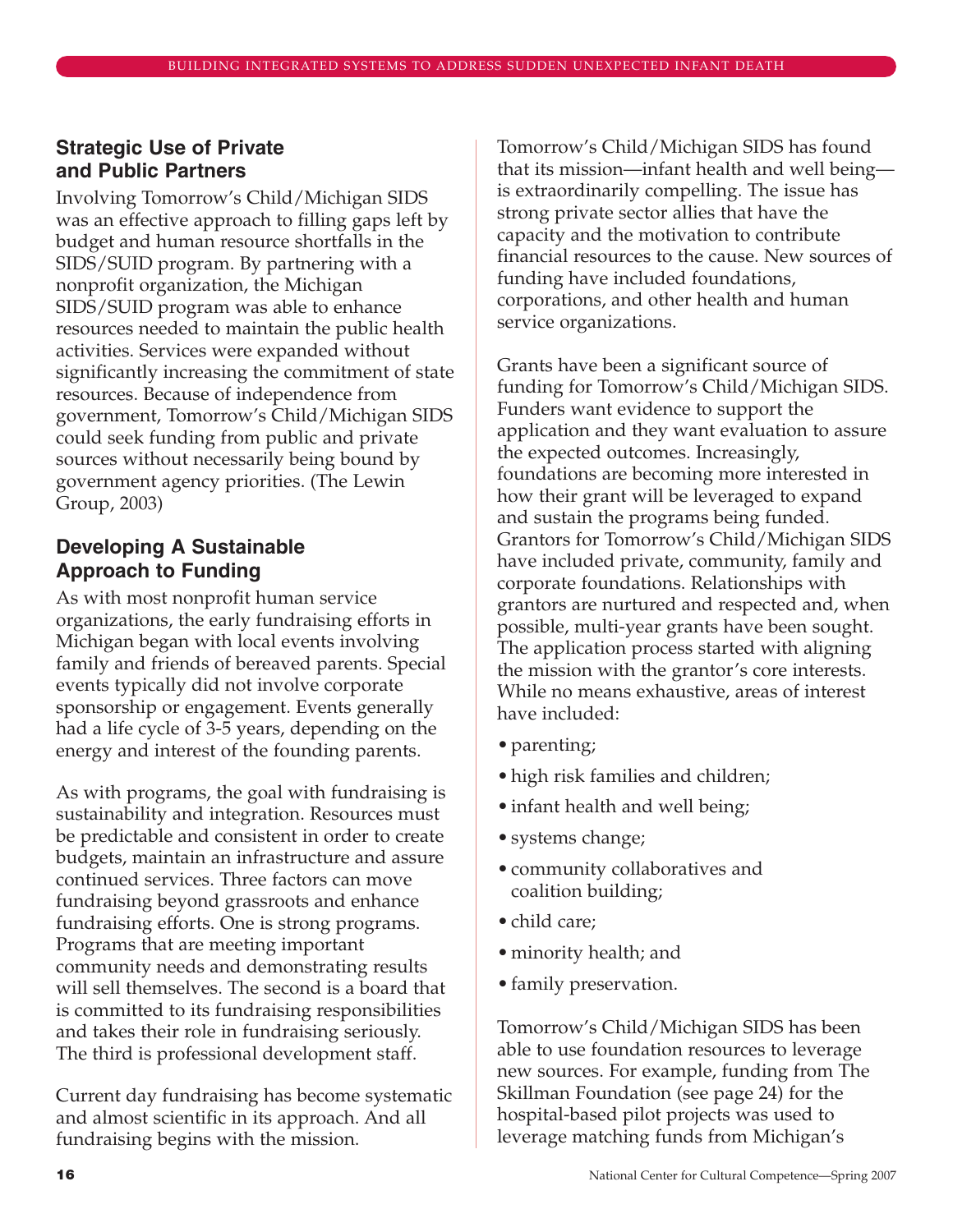## Strategic Use of Private and Public Partners

Involving Tomorrow's Child/Michigan SIDS was an effective approach to filling gaps left by budget and human resource shortfalls in the SIDS/SUID program. By partnering with a nonprofit organization, the Michigan SIDS/SUID program was able to enhance resources needed to maintain the public health activities. Services were expanded without significantly increasing the commitment of state resources. Because of independence from government, Tomorrow's Child/Michigan SIDS could seek funding from public and private sources without necessarily being bound by government agency priorities. (The Lewin Group, 2003)

## Developing A Sustainable Approach to Funding

As with most nonprofit human service organizations, the early fundraising efforts in Michigan began with local events involving family and friends of bereaved parents. Special events typically did not involve corporate sponsorship or engagement. Events generally had a life cycle of 3-5 years, depending on the energy and interest of the founding parents.

As with programs, the goal with fundraising is sustainability and integration. Resources must be predictable and consistent in order to create budgets, maintain an infrastructure and assure continued services. Three factors can move fundraising beyond grassroots and enhance fundraising efforts. One is strong programs. Programs that are meeting important community needs and demonstrating results will sell themselves. The second is a board that is committed to its fundraising responsibilities and takes their role in fundraising seriously. The third is professional development staff.

Current day fundraising has become systematic and almost scientific in its approach. And all fundraising begins with the mission.

Tomorrow's Child/Michigan SIDS has found that its mission—infant health and well being—is extraordinarily compelling. The issue has strong private sector allies that have the capacity and the motivation to contribute financial resources to the cause. New sources of funding have included foundations, corporations, and other health and human service organizations.

Grants have been a significant source of funding for Tomorrow's Child/Michigan SIDS. Funders want evidence to support the application and they want evaluation to assure the expected outcomes. Increasingly, foundations are becoming more interested in how their grant will be leveraged to expand and sustain the programs being funded. Grantors for Tomorrow's Child/Michigan SIDS have included private, community, family and corporate foundations. Relationships with grantors are nurtured and respected and, when possible, multi-year grants have been sought. The application process started with aligning the mission with the grantor's core interests. While no means exhaustive, areas of interest have included:

- parenting;
- high risk families and children;
- infant health and well being;
- systems change;
- community collaboratives and coalition building;
- child care;
- minority health; and
- family preservation.

Tomorrow's Child/Michigan SIDS has been able to use foundation resources to leverage new sources. For example, funding from The Skillman Foundation (see page 24) for the hospital-based pilot projects was used to leverage matching funds from Michigan's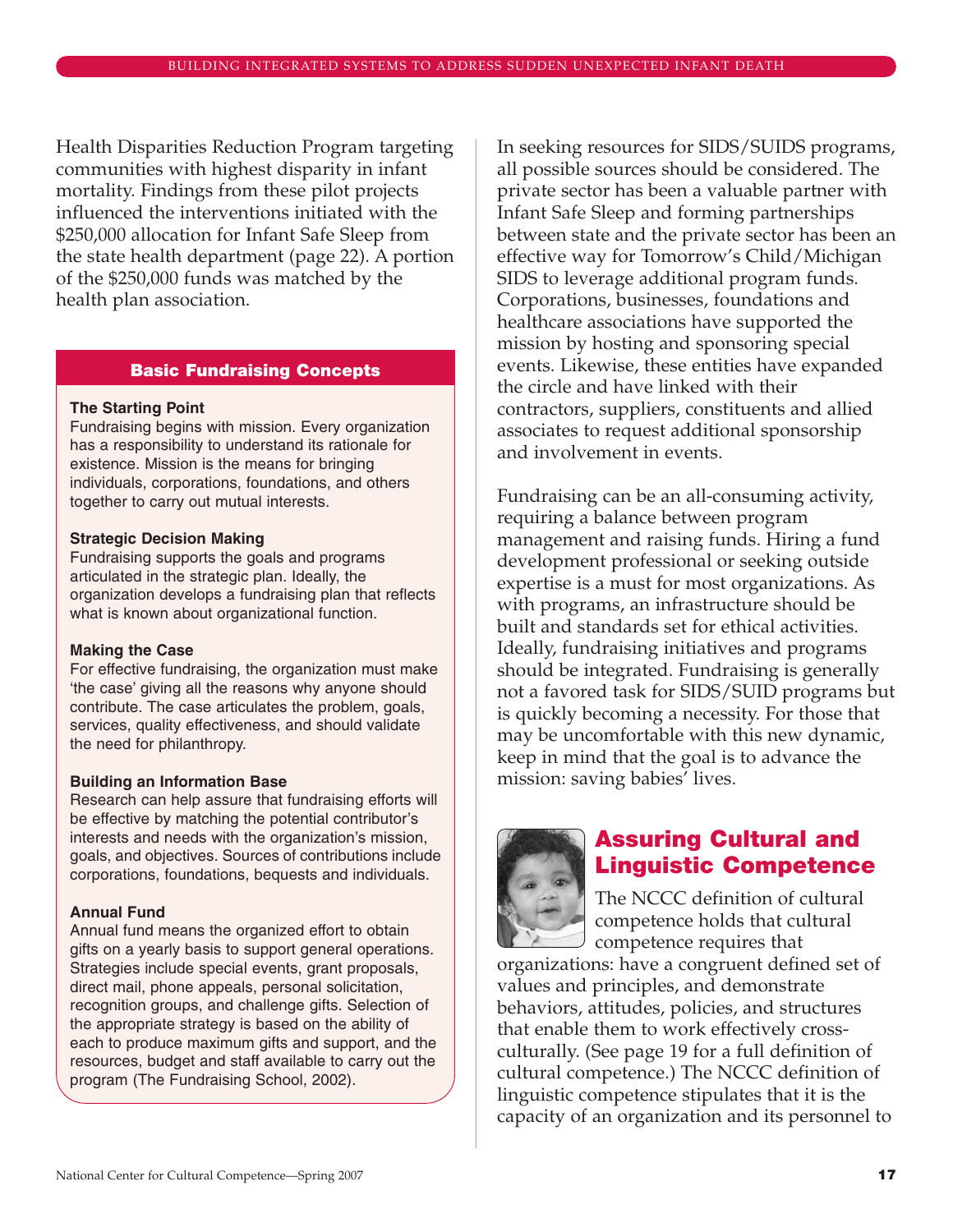Health Disparities Reduction Program targeting communities with highest disparity in infant mortality. Findings from these pilot projects influenced the interventions initiated with the $250,000 allocation for Infant Safe Sleep from the state health department (page 22). A portion of the $250,000 funds was matched by the health plan association.

### Basic Fundraising Concepts

**The Starting Point**
Fundraising begins with mission. Every organization has a responsibility to understand its rationale for existence. Mission is the means for bringing individuals, corporations, foundations, and others together to carry out mutual interests.

**Strategic Decision Making**
Fundraising supports the goals and programs articulated in the strategic plan. Ideally, the organization develops a fundraising plan that reflects what is known about organizational function.

**Making the Case**
For effective fundraising, the organization must make 'the case' giving all the reasons why anyone should contribute. The case articulates the problem, goals, services, quality effectiveness, and should validate the need for philanthropy.

**Building an Information Base**
Research can help assure that fundraising efforts will be effective by matching the potential contributor's interests and needs with the organization's mission, goals, and objectives. Sources of contributions include corporations, foundations, bequests and individuals.

**Annual Fund**
Annual fund means the organized effort to obtain gifts on a yearly basis to support general operations. Strategies include special events, grant proposals, direct mail, phone appeals, personal solicitation, recognition groups, and challenge gifts. Selection of the appropriate strategy is based on the ability of each to produce maximum gifts and support, and the resources, budget and staff available to carry out the program (The Fundraising School, 2002).

In seeking resources for SIDS/SUIDS programs, all possible sources should be considered. The private sector has been a valuable partner with Infant Safe Sleep and forming partnerships between state and the private sector has been an effective way for Tomorrow's Child/Michigan SIDS to leverage additional program funds. Corporations, businesses, foundations and healthcare associations have supported the mission by hosting and sponsoring special events. Likewise, these entities have expanded the circle and have linked with their contractors, suppliers, constituents and allied associates to request additional sponsorship and involvement in events.

Fundraising can be an all-consuming activity, requiring a balance between program management and raising funds. Hiring a fund development professional or seeking outside expertise is a must for most organizations. As with programs, an infrastructure should be built and standards set for ethical activities. Ideally, fundraising initiatives and programs should be integrated. Fundraising is generally not a favored task for SIDS/SUID programs but is quickly becoming a necessity. For those that may be uncomfortable with this new dynamic, keep in mind that the goal is to advance the mission: saving babies' lives.

## Assuring Cultural and Linguistic Competence

The NCCC definition of cultural competence holds that cultural competence requires that organizations: have a congruent defined set of values and principles, and demonstrate behaviors, attitudes, policies, and structures that enable them to work effectively cross-culturally. (See page 19 for a full definition of cultural competence.) The NCCC definition of linguistic competence stipulates that it is the capacity of an organization and its personnel to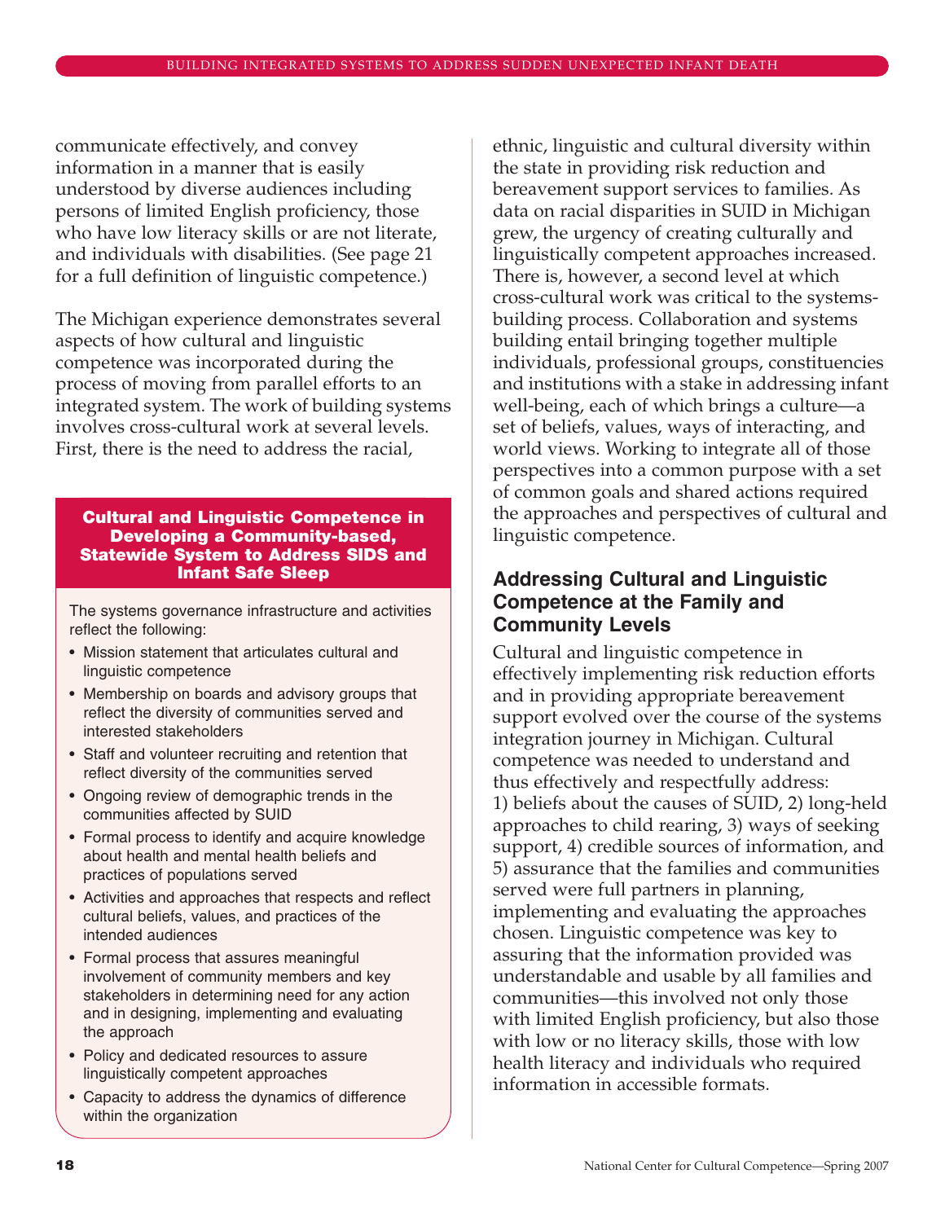communicate effectively, and convey information in a manner that is easily understood by diverse audiences including persons of limited English proficiency, those who have low literacy skills or are not literate, and individuals with disabilities. (See page 21 for a full definition of linguistic competence.)

The Michigan experience demonstrates several aspects of how cultural and linguistic competence was incorporated during the process of moving from parallel efforts to an integrated system. The work of building systems involves cross-cultural work at several levels. First, there is the need to address the racial, ethnic, linguistic and cultural diversity within the state in providing risk reduction and bereavement support services to families. As data on racial disparities in SUID in Michigan grew, the urgency of creating culturally and linguistically competent approaches increased. There is, however, a second level at which cross-cultural work was critical to the systems-building process. Collaboration and systems building entail bringing together multiple individuals, professional groups, constituencies and institutions with a stake in addressing infant well-being, each of which brings a culture—a set of beliefs, values, ways of interacting, and world views. Working to integrate all of those perspectives into a common purpose with a set of common goals and shared actions required the approaches and perspectives of cultural and linguistic competence.

**Cultural and Linguistic Competence in Developing a Community-based, Statewide System to Address SIDS and Infant Safe Sleep**

The systems governance infrastructure and activities reflect the following:

- Mission statement that articulates cultural and linguistic competence
- Membership on boards and advisory groups that reflect the diversity of communities served and interested stakeholders
- Staff and volunteer recruiting and retention that reflect diversity of the communities served
- Ongoing review of demographic trends in the communities affected by SUID
- Formal process to identify and acquire knowledge about health and mental health beliefs and practices of populations served
- Activities and approaches that respects and reflect cultural beliefs, values, and practices of the intended audiences
- Formal process that assures meaningful involvement of community members and key stakeholders in determining need for any action and in designing, implementing and evaluating the approach
- Policy and dedicated resources to assure linguistically competent approaches
- Capacity to address the dynamics of difference within the organization

## Addressing Cultural and Linguistic Competence at the Family and Community Levels

Cultural and linguistic competence in effectively implementing risk reduction efforts and in providing appropriate bereavement support evolved over the course of the systems integration journey in Michigan. Cultural competence was needed to understand and thus effectively and respectfully address: 1) beliefs about the causes of SUID, 2) long-held approaches to child rearing, 3) ways of seeking support, 4) credible sources of information, and 5) assurance that the families and communities served were full partners in planning, implementing and evaluating the approaches chosen. Linguistic competence was key to assuring that the information provided was understandable and usable by all families and communities—this involved not only those with limited English proficiency, but also those with low or no literacy skills, those with low health literacy and individuals who required information in accessible formats.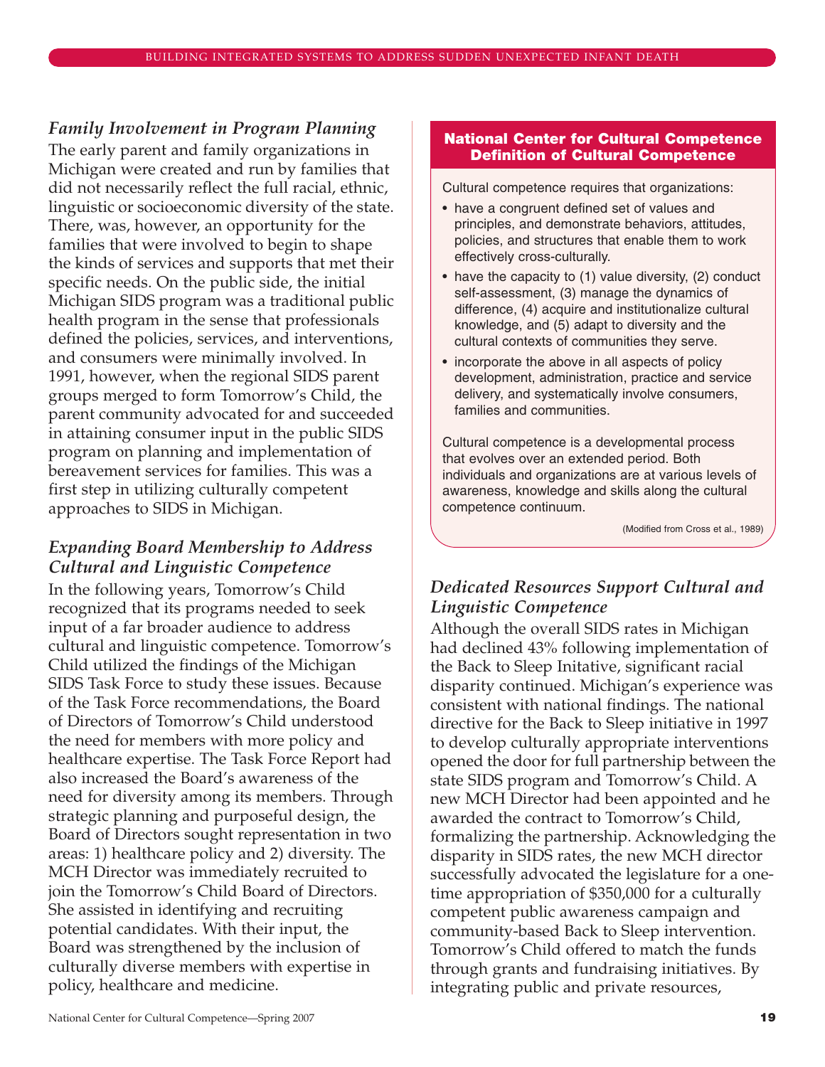### *Family Involvement in Program Planning*

The early parent and family organizations in Michigan were created and run by families that did not necessarily reflect the full racial, ethnic, linguistic or socioeconomic diversity of the state. There, was, however, an opportunity for the families that were involved to begin to shape the kinds of services and supports that met their specific needs. On the public side, the initial Michigan SIDS program was a traditional public health program in the sense that professionals defined the policies, services, and interventions, and consumers were minimally involved. In 1991, however, when the regional SIDS parent groups merged to form Tomorrow's Child, the parent community advocated for and succeeded in attaining consumer input in the public SIDS program on planning and implementation of bereavement services for families. This was a first step in utilizing culturally competent approaches to SIDS in Michigan.

### *Expanding Board Membership to Address Cultural and Linguistic Competence*

In the following years, Tomorrow's Child recognized that its programs needed to seek input of a far broader audience to address cultural and linguistic competence. Tomorrow's Child utilized the findings of the Michigan SIDS Task Force to study these issues. Because of the Task Force recommendations, the Board of Directors of Tomorrow's Child understood the need for members with more policy and healthcare expertise. The Task Force Report had also increased the Board's awareness of the need for diversity among its members. Through strategic planning and purposeful design, the Board of Directors sought representation in two areas: 1) healthcare policy and 2) diversity. The MCH Director was immediately recruited to join the Tomorrow's Child Board of Directors. She assisted in identifying and recruiting potential candidates. With their input, the Board was strengthened by the inclusion of culturally diverse members with expertise in policy, healthcare and medicine.

**National Center for Cultural Competence Definition of Cultural Competence**

Cultural competence requires that organizations:

- have a congruent defined set of values and principles, and demonstrate behaviors, attitudes, policies, and structures that enable them to work effectively cross-culturally.
- have the capacity to (1) value diversity, (2) conduct self-assessment, (3) manage the dynamics of difference, (4) acquire and institutionalize cultural knowledge, and (5) adapt to diversity and the cultural contexts of communities they serve.
- incorporate the above in all aspects of policy development, administration, practice and service delivery, and systematically involve consumers, families and communities.

Cultural competence is a developmental process that evolves over an extended period. Both individuals and organizations are at various levels of awareness, knowledge and skills along the cultural competence continuum.

(Modified from Cross et al., 1989)

### *Dedicated Resources Support Cultural and Linguistic Competence*

Although the overall SIDS rates in Michigan had declined 43% following implementation of the Back to Sleep Initative, significant racial disparity continued. Michigan's experience was consistent with national findings. The national directive for the Back to Sleep initiative in 1997 to develop culturally appropriate interventions opened the door for full partnership between the state SIDS program and Tomorrow's Child. A new MCH Director had been appointed and he awarded the contract to Tomorrow's Child, formalizing the partnership. Acknowledging the disparity in SIDS rates, the new MCH director successfully advocated the legislature for a one-time appropriation of $350,000 for a culturally competent public awareness campaign and community-based Back to Sleep intervention. Tomorrow's Child offered to match the funds through grants and fundraising initiatives. By integrating public and private resources,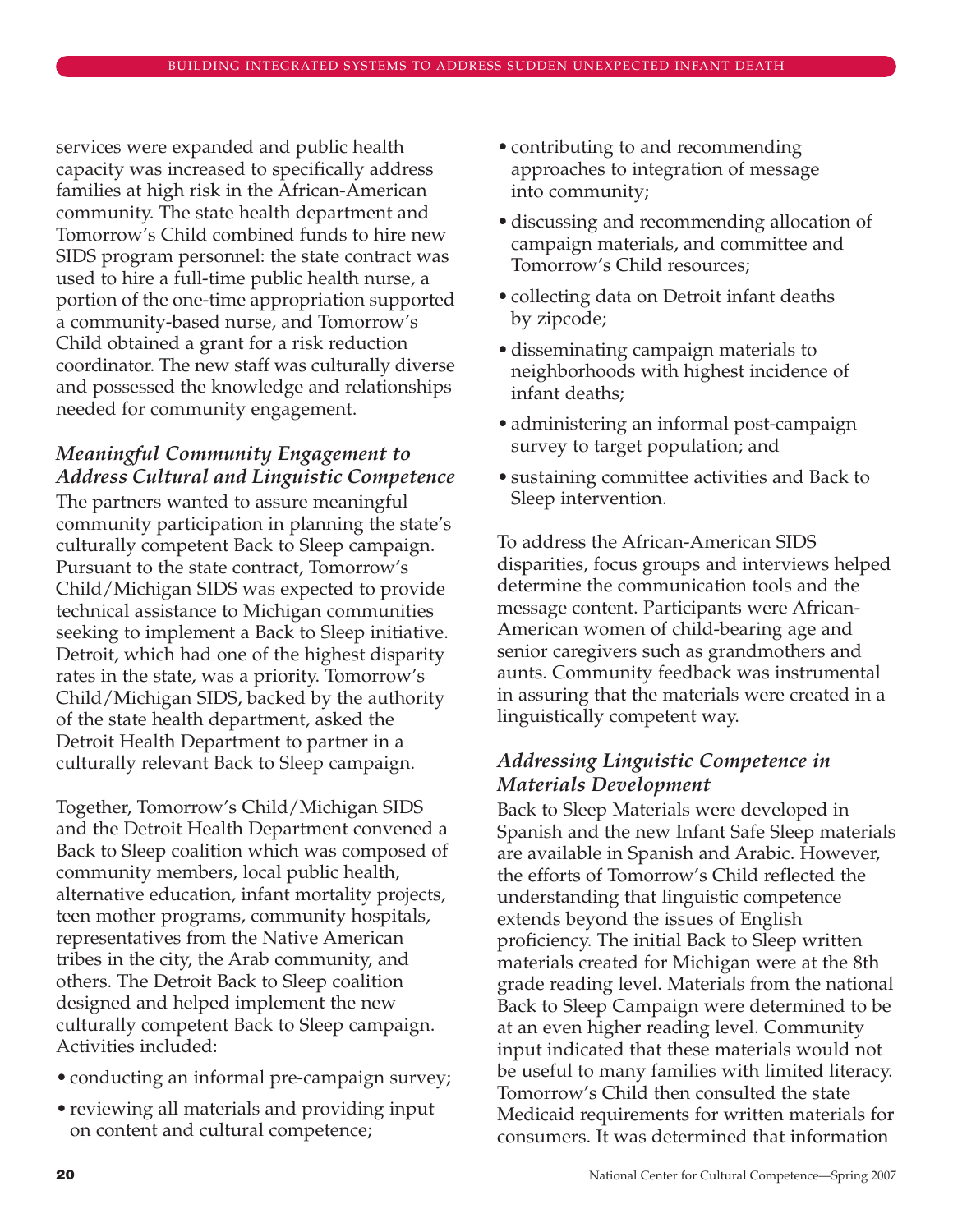services were expanded and public health capacity was increased to specifically address families at high risk in the African-American community. The state health department and Tomorrow's Child combined funds to hire new SIDS program personnel: the state contract was used to hire a full-time public health nurse, a portion of the one-time appropriation supported a community-based nurse, and Tomorrow's Child obtained a grant for a risk reduction coordinator. The new staff was culturally diverse and possessed the knowledge and relationships needed for community engagement.

### *Meaningful Community Engagement to Address Cultural and Linguistic Competence*

The partners wanted to assure meaningful community participation in planning the state's culturally competent Back to Sleep campaign. Pursuant to the state contract, Tomorrow's Child/Michigan SIDS was expected to provide technical assistance to Michigan communities seeking to implement a Back to Sleep initiative. Detroit, which had one of the highest disparity rates in the state, was a priority. Tomorrow's Child/Michigan SIDS, backed by the authority of the state health department, asked the Detroit Health Department to partner in a culturally relevant Back to Sleep campaign.

Together, Tomorrow's Child/Michigan SIDS and the Detroit Health Department convened a Back to Sleep coalition which was composed of community members, local public health, alternative education, infant mortality projects, teen mother programs, community hospitals, representatives from the Native American tribes in the city, the Arab community, and others. The Detroit Back to Sleep coalition designed and helped implement the new culturally competent Back to Sleep campaign. Activities included:

- conducting an informal pre-campaign survey;
- reviewing all materials and providing input on content and cultural competence;
- contributing to and recommending approaches to integration of message into community;
- discussing and recommending allocation of campaign materials, and committee and Tomorrow's Child resources;
- collecting data on Detroit infant deaths by zipcode;
- disseminating campaign materials to neighborhoods with highest incidence of infant deaths;
- administering an informal post-campaign survey to target population; and
- sustaining committee activities and Back to Sleep intervention.

To address the African-American SIDS disparities, focus groups and interviews helped determine the communication tools and the message content. Participants were African-American women of child-bearing age and senior caregivers such as grandmothers and aunts. Community feedback was instrumental in assuring that the materials were created in a linguistically competent way.

### *Addressing Linguistic Competence in Materials Development*

Back to Sleep Materials were developed in Spanish and the new Infant Safe Sleep materials are available in Spanish and Arabic. However, the efforts of Tomorrow's Child reflected the understanding that linguistic competence extends beyond the issues of English proficiency. The initial Back to Sleep written materials created for Michigan were at the 8th grade reading level. Materials from the national Back to Sleep Campaign were determined to be at an even higher reading level. Community input indicated that these materials would not be useful to many families with limited literacy. Tomorrow's Child then consulted the state Medicaid requirements for written materials for consumers. It was determined that information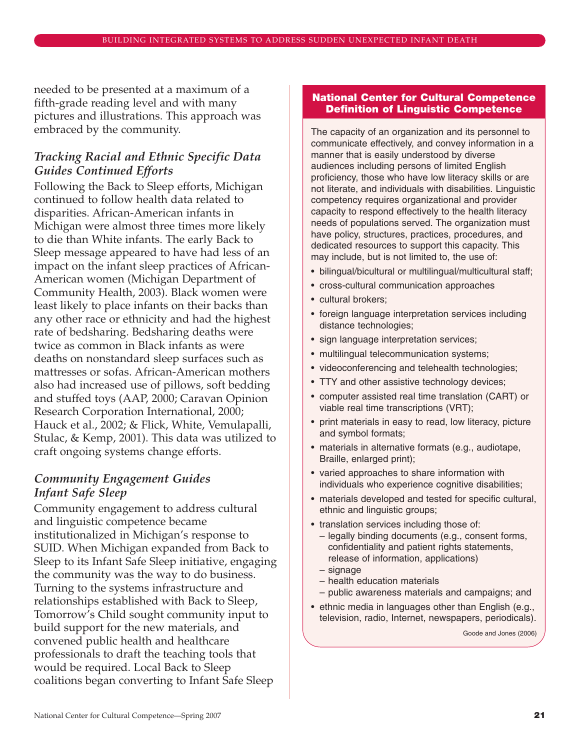needed to be presented at a maximum of a fifth-grade reading level and with many pictures and illustrations. This approach was embraced by the community.

### *Tracking Racial and Ethnic Specific Data Guides Continued Efforts*

Following the Back to Sleep efforts, Michigan continued to follow health data related to disparities. African-American infants in Michigan were almost three times more likely to die than White infants. The early Back to Sleep message appeared to have had less of an impact on the infant sleep practices of African-American women (Michigan Department of Community Health, 2003). Black women were least likely to place infants on their backs than any other race or ethnicity and had the highest rate of bedsharing. Bedsharing deaths were twice as common in Black infants as were deaths on nonstandard sleep surfaces such as mattresses or sofas. African-American mothers also had increased use of pillows, soft bedding and stuffed toys (AAP, 2000; Caravan Opinion Research Corporation International, 2000; Hauck et al., 2002; & Flick, White, Vemulapalli, Stulac, & Kemp, 2001). This data was utilized to craft ongoing systems change efforts.

### *Community Engagement Guides Infant Safe Sleep*

Community engagement to address cultural and linguistic competence became institutionalized in Michigan's response to SUID. When Michigan expanded from Back to Sleep to its Infant Safe Sleep initiative, engaging the community was the way to do business. Turning to the systems infrastructure and relationships established with Back to Sleep, Tomorrow's Child sought community input to build support for the new materials, and convened public health and healthcare professionals to draft the teaching tools that would be required. Local Back to Sleep coalitions began converting to Infant Safe Sleep

### National Center for Cultural Competence Definition of Linguistic Competence

The capacity of an organization and its personnel to communicate effectively, and convey information in a manner that is easily understood by diverse audiences including persons of limited English proficiency, those who have low literacy skills or are not literate, and individuals with disabilities. Linguistic competency requires organizational and provider capacity to respond effectively to the health literacy needs of populations served. The organization must have policy, structures, practices, procedures, and dedicated resources to support this capacity. This may include, but is not limited to, the use of:

- bilingual/bicultural or multilingual/multicultural staff;
- cross-cultural communication approaches
- cultural brokers;
- foreign language interpretation services including distance technologies;
- sign language interpretation services;
- multilingual telecommunication systems;
- videoconferencing and telehealth technologies;
- TTY and other assistive technology devices;
- computer assisted real time translation (CART) or viable real time transcriptions (VRT);
- print materials in easy to read, low literacy, picture and symbol formats;
- materials in alternative formats (e.g., audiotape, Braille, enlarged print);
- varied approaches to share information with individuals who experience cognitive disabilities;
- materials developed and tested for specific cultural, ethnic and linguistic groups;
- translation services including those of:
  - legally binding documents (e.g., consent forms, confidentiality and patient rights statements, release of information, applications)
  - signage
  - health education materials
  - public awareness materials and campaigns; and
- ethnic media in languages other than English (e.g., television, radio, Internet, newspapers, periodicals).

Goode and Jones (2006)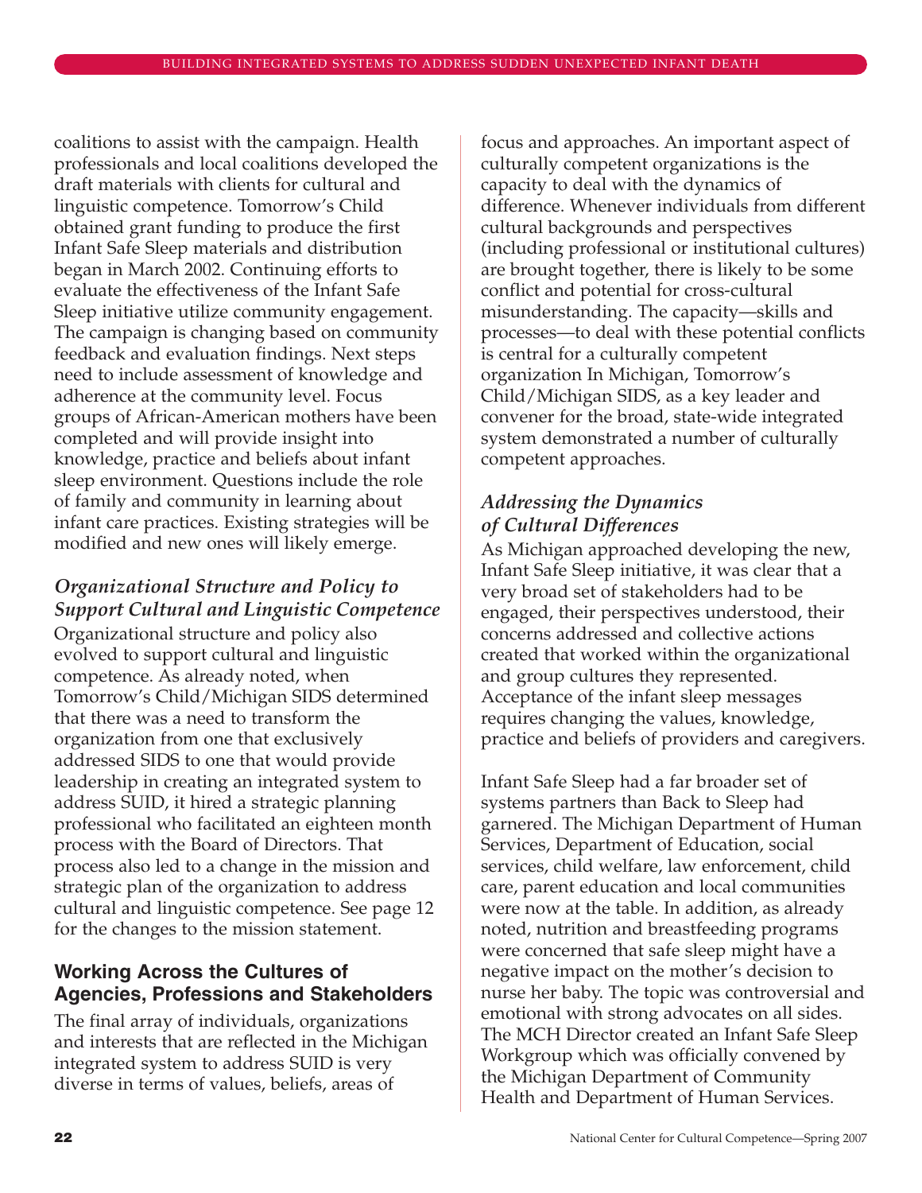coalitions to assist with the campaign. Health professionals and local coalitions developed the draft materials with clients for cultural and linguistic competence. Tomorrow's Child obtained grant funding to produce the first Infant Safe Sleep materials and distribution began in March 2002. Continuing efforts to evaluate the effectiveness of the Infant Safe Sleep initiative utilize community engagement. The campaign is changing based on community feedback and evaluation findings. Next steps need to include assessment of knowledge and adherence at the community level. Focus groups of African-American mothers have been completed and will provide insight into knowledge, practice and beliefs about infant sleep environment. Questions include the role of family and community in learning about infant care practices. Existing strategies will be modified and new ones will likely emerge.

### *Organizational Structure and Policy to Support Cultural and Linguistic Competence*

Organizational structure and policy also evolved to support cultural and linguistic competence. As already noted, when Tomorrow's Child/Michigan SIDS determined that there was a need to transform the organization from one that exclusively addressed SIDS to one that would provide leadership in creating an integrated system to address SUID, it hired a strategic planning professional who facilitated an eighteen month process with the Board of Directors. That process also led to a change in the mission and strategic plan of the organization to address cultural and linguistic competence. See page 12 for the changes to the mission statement.

## Working Across the Cultures of Agencies, Professions and Stakeholders

The final array of individuals, organizations and interests that are reflected in the Michigan integrated system to address SUID is very diverse in terms of values, beliefs, areas of focus and approaches. An important aspect of culturally competent organizations is the capacity to deal with the dynamics of difference. Whenever individuals from different cultural backgrounds and perspectives (including professional or institutional cultures) are brought together, there is likely to be some conflict and potential for cross-cultural misunderstanding. The capacity—skills and processes—to deal with these potential conflicts is central for a culturally competent organization In Michigan, Tomorrow's Child/Michigan SIDS, as a key leader and convener for the broad, state-wide integrated system demonstrated a number of culturally competent approaches.

### *Addressing the Dynamics of Cultural Differences*

As Michigan approached developing the new, Infant Safe Sleep initiative, it was clear that a very broad set of stakeholders had to be engaged, their perspectives understood, their concerns addressed and collective actions created that worked within the organizational and group cultures they represented. Acceptance of the infant sleep messages requires changing the values, knowledge, practice and beliefs of providers and caregivers.

Infant Safe Sleep had a far broader set of systems partners than Back to Sleep had garnered. The Michigan Department of Human Services, Department of Education, social services, child welfare, law enforcement, child care, parent education and local communities were now at the table. In addition, as already noted, nutrition and breastfeeding programs were concerned that safe sleep might have a negative impact on the mother's decision to nurse her baby. The topic was controversial and emotional with strong advocates on all sides. The MCH Director created an Infant Safe Sleep Workgroup which was officially convened by the Michigan Department of Community Health and Department of Human Services.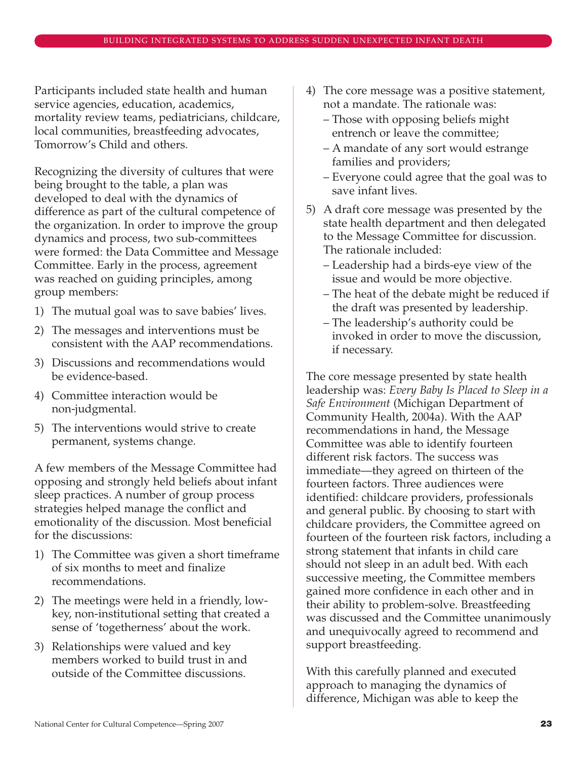Participants included state health and human service agencies, education, academics, mortality review teams, pediatricians, childcare, local communities, breastfeeding advocates, Tomorrow's Child and others.

Recognizing the diversity of cultures that were being brought to the table, a plan was developed to deal with the dynamics of difference as part of the cultural competence of the organization. In order to improve the group dynamics and process, two sub-committees were formed: the Data Committee and Message Committee. Early in the process, agreement was reached on guiding principles, among group members:

1) The mutual goal was to save babies' lives.
2) The messages and interventions must be consistent with the AAP recommendations.
3) Discussions and recommendations would be evidence-based.
4) Committee interaction would be non-judgmental.
5) The interventions would strive to create permanent, systems change.

A few members of the Message Committee had opposing and strongly held beliefs about infant sleep practices. A number of group process strategies helped manage the conflict and emotionality of the discussion. Most beneficial for the discussions:

1) The Committee was given a short timeframe of six months to meet and finalize recommendations.
2) The meetings were held in a friendly, low-key, non-institutional setting that created a sense of 'togetherness' about the work.
3) Relationships were valued and key members worked to build trust in and outside of the Committee discussions.
4) The core message was a positive statement, not a mandate. The rationale was:
   – Those with opposing beliefs might entrench or leave the committee;
   – A mandate of any sort would estrange families and providers;
   – Everyone could agree that the goal was to save infant lives.
5) A draft core message was presented by the state health department and then delegated to the Message Committee for discussion. The rationale included:
   – Leadership had a birds-eye view of the issue and would be more objective.
   – The heat of the debate might be reduced if the draft was presented by leadership.
   – The leadership's authority could be invoked in order to move the discussion, if necessary.

The core message presented by state health leadership was: *Every Baby Is Placed to Sleep in a Safe Environment* (Michigan Department of Community Health, 2004a). With the AAP recommendations in hand, the Message Committee was able to identify fourteen different risk factors. The success was immediate—they agreed on thirteen of the fourteen factors. Three audiences were identified: childcare providers, professionals and general public. By choosing to start with childcare providers, the Committee agreed on fourteen of the fourteen risk factors, including a strong statement that infants in child care should not sleep in an adult bed. With each successive meeting, the Committee members gained more confidence in each other and in their ability to problem-solve. Breastfeeding was discussed and the Committee unanimously and unequivocally agreed to recommend and support breastfeeding.

With this carefully planned and executed approach to managing the dynamics of difference, Michigan was able to keep the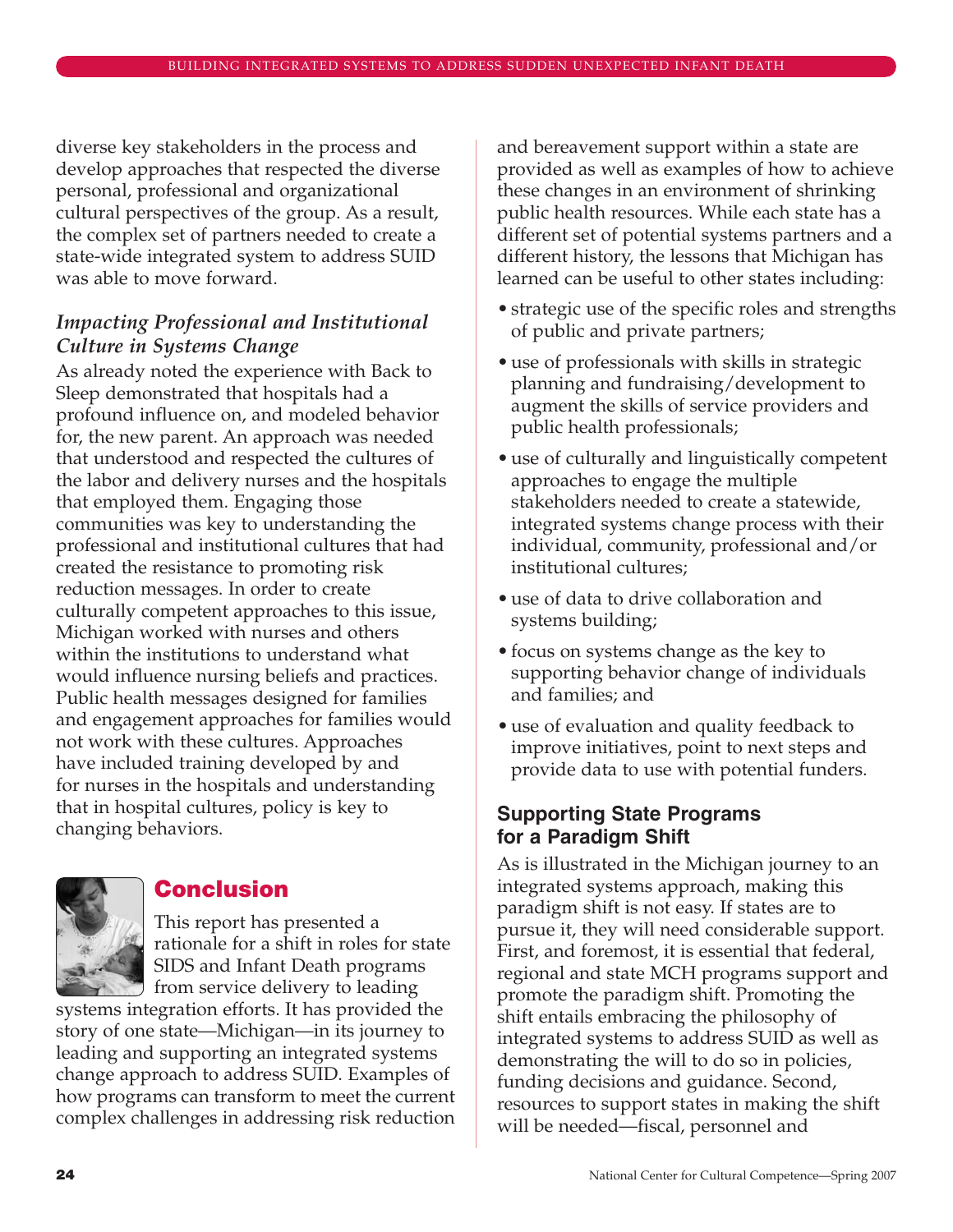diverse key stakeholders in the process and develop approaches that respected the diverse personal, professional and organizational cultural perspectives of the group. As a result, the complex set of partners needed to create a state-wide integrated system to address SUID was able to move forward.

### *Impacting Professional and Institutional Culture in Systems Change*

As already noted the experience with Back to Sleep demonstrated that hospitals had a profound influence on, and modeled behavior for, the new parent. An approach was needed that understood and respected the cultures of the labor and delivery nurses and the hospitals that employed them. Engaging those communities was key to understanding the professional and institutional cultures that had created the resistance to promoting risk reduction messages. In order to create culturally competent approaches to this issue, Michigan worked with nurses and others within the institutions to understand what would influence nursing beliefs and practices. Public health messages designed for families and engagement approaches for families would not work with these cultures. Approaches have included training developed by and for nurses in the hospitals and understanding that in hospital cultures, policy is key to changing behaviors.

## Conclusion

This report has presented a rationale for a shift in roles for state SIDS and Infant Death programs from service delivery to leading systems integration efforts. It has provided the story of one state—Michigan—in its journey to leading and supporting an integrated systems change approach to address SUID. Examples of how programs can transform to meet the current complex challenges in addressing risk reduction and bereavement support within a state are provided as well as examples of how to achieve these changes in an environment of shrinking public health resources. While each state has a different set of potential systems partners and a different history, the lessons that Michigan has learned can be useful to other states including:

- strategic use of the specific roles and strengths of public and private partners;
- use of professionals with skills in strategic planning and fundraising/development to augment the skills of service providers and public health professionals;
- use of culturally and linguistically competent approaches to engage the multiple stakeholders needed to create a statewide, integrated systems change process with their individual, community, professional and/or institutional cultures;
- use of data to drive collaboration and systems building;
- focus on systems change as the key to supporting behavior change of individuals and families; and
- use of evaluation and quality feedback to improve initiatives, point to next steps and provide data to use with potential funders.

### Supporting State Programs for a Paradigm Shift

As is illustrated in the Michigan journey to an integrated systems approach, making this paradigm shift is not easy. If states are to pursue it, they will need considerable support. First, and foremost, it is essential that federal, regional and state MCH programs support and promote the paradigm shift. Promoting the shift entails embracing the philosophy of integrated systems to address SUID as well as demonstrating the will to do so in policies, funding decisions and guidance. Second, resources to support states in making the shift will be needed—fiscal, personnel and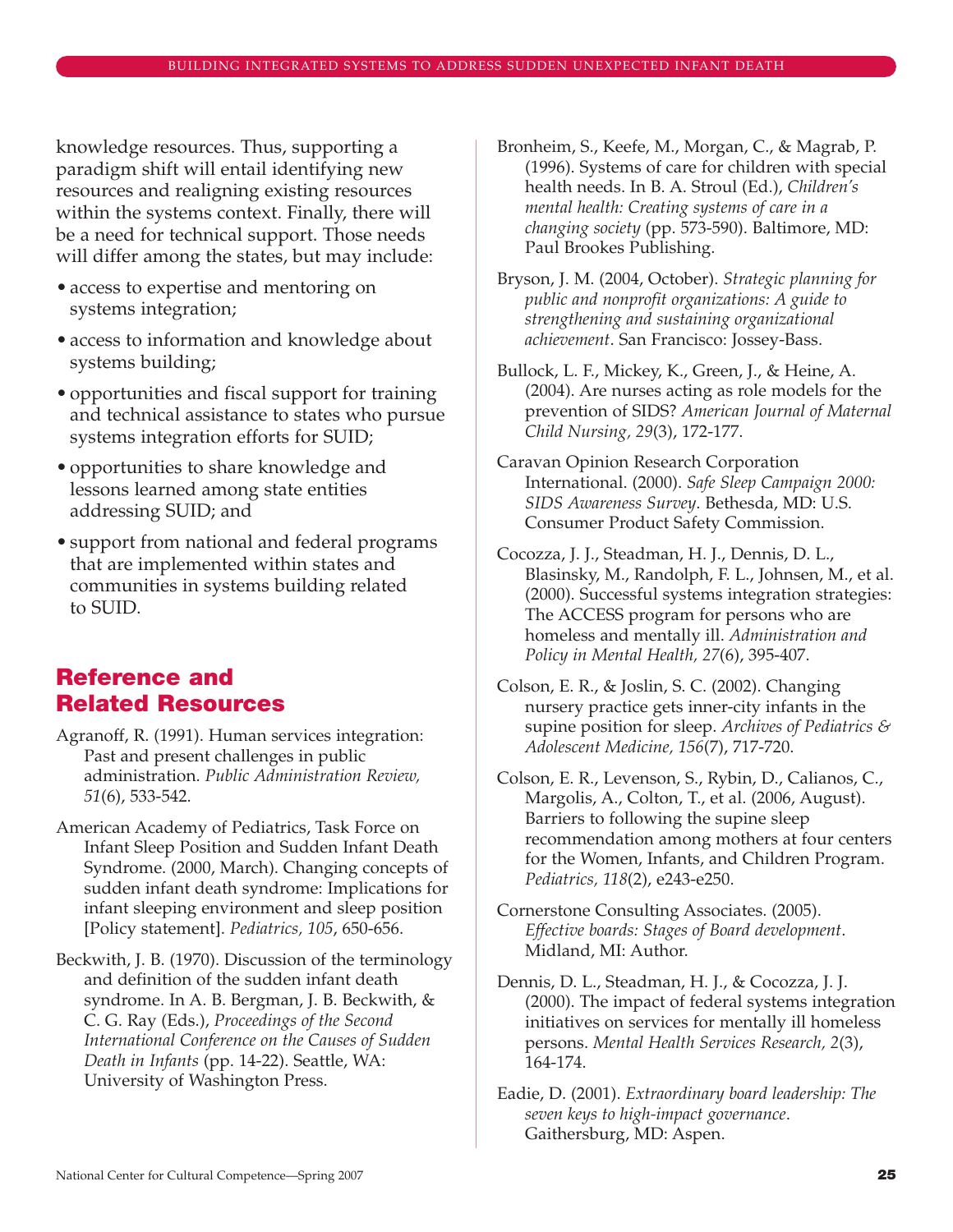knowledge resources. Thus, supporting a paradigm shift will entail identifying new resources and realigning existing resources within the systems context. Finally, there will be a need for technical support. Those needs will differ among the states, but may include:

- access to expertise and mentoring on systems integration;
- access to information and knowledge about systems building;
- opportunities and fiscal support for training and technical assistance to states who pursue systems integration efforts for SUID;
- opportunities to share knowledge and lessons learned among state entities addressing SUID; and
- support from national and federal programs that are implemented within states and communities in systems building related to SUID.

## Reference and Related Resources

Agranoff, R. (1991). Human services integration: Past and present challenges in public administration. *Public Administration Review, 51*(6), 533-542.

American Academy of Pediatrics, Task Force on Infant Sleep Position and Sudden Infant Death Syndrome. (2000, March). Changing concepts of sudden infant death syndrome: Implications for infant sleeping environment and sleep position [Policy statement]. *Pediatrics, 105*, 650-656.

Beckwith, J. B. (1970). Discussion of the terminology and definition of the sudden infant death syndrome. In A. B. Bergman, J. B. Beckwith, & C. G. Ray (Eds.), *Proceedings of the Second International Conference on the Causes of Sudden Death in Infants* (pp. 14-22). Seattle, WA: University of Washington Press.

Bronheim, S., Keefe, M., Morgan, C., & Magrab, P. (1996). Systems of care for children with special health needs. In B. A. Stroul (Ed.), *Children's mental health: Creating systems of care in a changing society* (pp. 573-590). Baltimore, MD: Paul Brookes Publishing.

Bryson, J. M. (2004, October). *Strategic planning for public and nonprofit organizations: A guide to strengthening and sustaining organizational achievement*. San Francisco: Jossey-Bass.

Bullock, L. F., Mickey, K., Green, J., & Heine, A. (2004). Are nurses acting as role models for the prevention of SIDS? *American Journal of Maternal Child Nursing, 29*(3), 172-177.

Caravan Opinion Research Corporation International. (2000). *Safe Sleep Campaign 2000: SIDS Awareness Survey*. Bethesda, MD: U.S. Consumer Product Safety Commission.

Cocozza, J. J., Steadman, H. J., Dennis, D. L., Blasinsky, M., Randolph, F. L., Johnsen, M., et al. (2000). Successful systems integration strategies: The ACCESS program for persons who are homeless and mentally ill. *Administration and Policy in Mental Health, 27*(6), 395-407.

Colson, E. R., & Joslin, S. C. (2002). Changing nursery practice gets inner-city infants in the supine position for sleep. *Archives of Pediatrics & Adolescent Medicine, 156*(7), 717-720.

Colson, E. R., Levenson, S., Rybin, D., Calianos, C., Margolis, A., Colton, T., et al. (2006, August). Barriers to following the supine sleep recommendation among mothers at four centers for the Women, Infants, and Children Program. *Pediatrics, 118*(2), e243-e250.

Cornerstone Consulting Associates. (2005). *Effective boards: Stages of Board development*. Midland, MI: Author.

Dennis, D. L., Steadman, H. J., & Cocozza, J. J. (2000). The impact of federal systems integration initiatives on services for mentally ill homeless persons. *Mental Health Services Research, 2*(3), 164-174.

Eadie, D. (2001). *Extraordinary board leadership: The seven keys to high-impact governance*. Gaithersburg, MD: Aspen.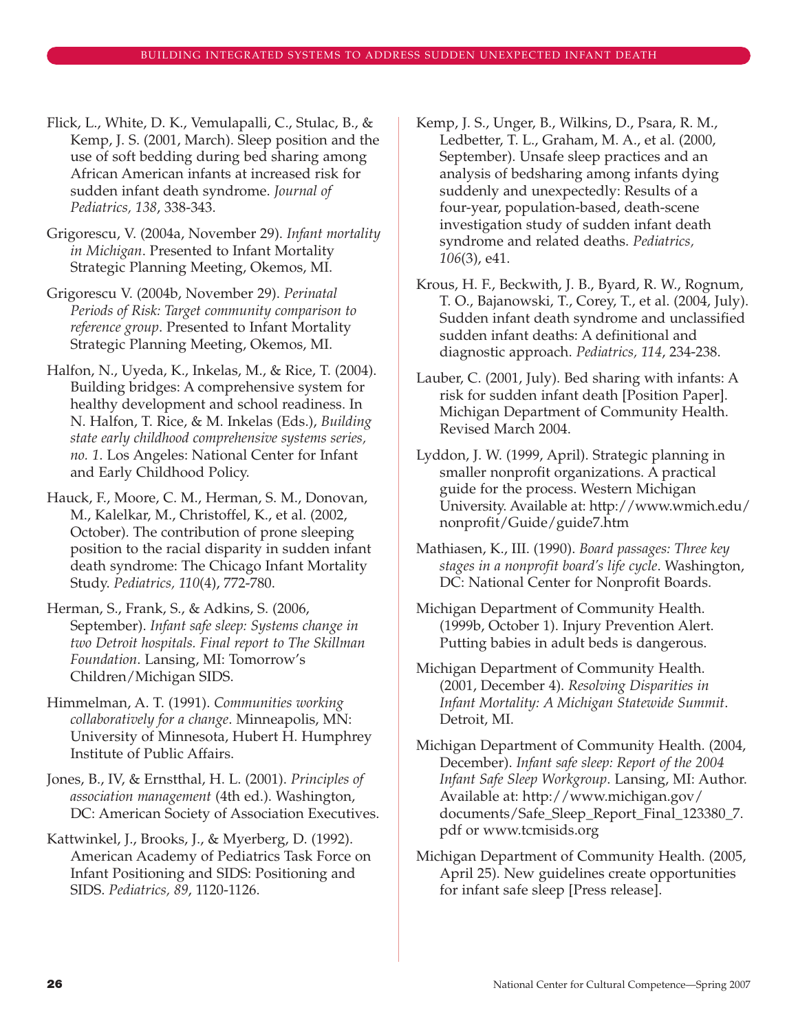Flick, L., White, D. K., Vemulapalli, C., Stulac, B., & Kemp, J. S. (2001, March). Sleep position and the use of soft bedding during bed sharing among African American infants at increased risk for sudden infant death syndrome. *Journal of Pediatrics, 138*, 338-343.

Grigorescu, V. (2004a, November 29). *Infant mortality in Michigan*. Presented to Infant Mortality Strategic Planning Meeting, Okemos, MI.

Grigorescu V. (2004b, November 29). *Perinatal Periods of Risk: Target community comparison to reference group*. Presented to Infant Mortality Strategic Planning Meeting, Okemos, MI.

Halfon, N., Uyeda, K., Inkelas, M., & Rice, T. (2004). Building bridges: A comprehensive system for healthy development and school readiness. In N. Halfon, T. Rice, & M. Inkelas (Eds.), *Building state early childhood comprehensive systems series, no. 1*. Los Angeles: National Center for Infant and Early Childhood Policy.

Hauck, F., Moore, C. M., Herman, S. M., Donovan, M., Kalelkar, M., Christoffel, K., et al. (2002, October). The contribution of prone sleeping position to the racial disparity in sudden infant death syndrome: The Chicago Infant Mortality Study. *Pediatrics, 110*(4), 772-780.

Herman, S., Frank, S., & Adkins, S. (2006, September). *Infant safe sleep: Systems change in two Detroit hospitals. Final report to The Skillman Foundation*. Lansing, MI: Tomorrow's Children/Michigan SIDS.

Himmelman, A. T. (1991). *Communities working collaboratively for a change*. Minneapolis, MN: University of Minnesota, Hubert H. Humphrey Institute of Public Affairs.

Jones, B., IV, & Ernstthal, H. L. (2001). *Principles of association management* (4th ed.). Washington, DC: American Society of Association Executives.

Kattwinkel, J., Brooks, J., & Myerberg, D. (1992). American Academy of Pediatrics Task Force on Infant Positioning and SIDS: Positioning and SIDS. *Pediatrics, 89*, 1120-1126.

Kemp, J. S., Unger, B., Wilkins, D., Psara, R. M., Ledbetter, T. L., Graham, M. A., et al. (2000, September). Unsafe sleep practices and an analysis of bedsharing among infants dying suddenly and unexpectedly: Results of a four-year, population-based, death-scene investigation study of sudden infant death syndrome and related deaths. *Pediatrics, 106*(3), e41.

Krous, H. F., Beckwith, J. B., Byard, R. W., Rognum, T. O., Bajanowski, T., Corey, T., et al. (2004, July). Sudden infant death syndrome and unclassified sudden infant deaths: A definitional and diagnostic approach. *Pediatrics, 114*, 234-238.

Lauber, C. (2001, July). Bed sharing with infants: A risk for sudden infant death [Position Paper]. Michigan Department of Community Health. Revised March 2004.

Lyddon, J. W. (1999, April). Strategic planning in smaller nonprofit organizations. A practical guide for the process. Western Michigan University. Available at: http://www.wmich.edu/nonprofit/Guide/guide7.htm

Mathiasen, K., III. (1990). *Board passages: Three key stages in a nonprofit board's life cycle*. Washington, DC: National Center for Nonprofit Boards.

Michigan Department of Community Health. (1999b, October 1). Injury Prevention Alert. Putting babies in adult beds is dangerous.

Michigan Department of Community Health. (2001, December 4). *Resolving Disparities in Infant Mortality: A Michigan Statewide Summit*. Detroit, MI.

Michigan Department of Community Health. (2004, December). *Infant safe sleep: Report of the 2004 Infant Safe Sleep Workgroup*. Lansing, MI: Author. Available at: http://www.michigan.gov/documents/Safe_Sleep_Report_Final_123380_7.pdf or www.tcmisids.org

Michigan Department of Community Health. (2005, April 25). New guidelines create opportunities for infant safe sleep [Press release].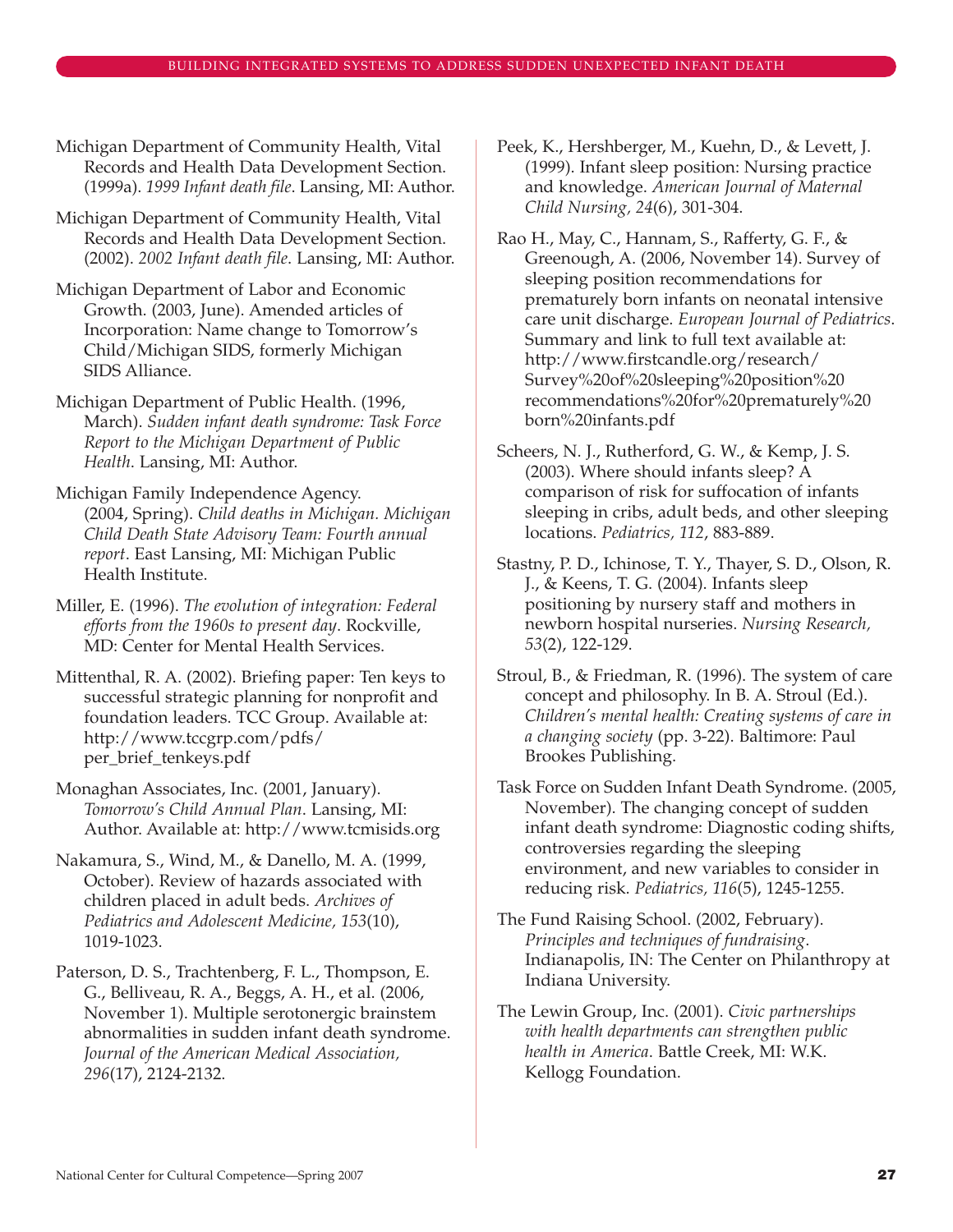Michigan Department of Community Health, Vital Records and Health Data Development Section. (1999a). *1999 Infant death file*. Lansing, MI: Author.

Michigan Department of Community Health, Vital Records and Health Data Development Section. (2002). *2002 Infant death file*. Lansing, MI: Author.

Michigan Department of Labor and Economic Growth. (2003, June). Amended articles of Incorporation: Name change to Tomorrow's Child/Michigan SIDS, formerly Michigan SIDS Alliance.

Michigan Department of Public Health. (1996, March). *Sudden infant death syndrome: Task Force Report to the Michigan Department of Public Health*. Lansing, MI: Author.

Michigan Family Independence Agency. (2004, Spring). *Child deaths in Michigan. Michigan Child Death State Advisory Team: Fourth annual report*. East Lansing, MI: Michigan Public Health Institute.

Miller, E. (1996). *The evolution of integration: Federal efforts from the 1960s to present day*. Rockville, MD: Center for Mental Health Services.

Mittenthal, R. A. (2002). Briefing paper: Ten keys to successful strategic planning for nonprofit and foundation leaders. TCC Group. Available at: http://www.tccgrp.com/pdfs/per_brief_tenkeys.pdf

Monaghan Associates, Inc. (2001, January). *Tomorrow's Child Annual Plan*. Lansing, MI: Author. Available at: http://www.tcmisids.org

Nakamura, S., Wind, M., & Danello, M. A. (1999, October). Review of hazards associated with children placed in adult beds. *Archives of Pediatrics and Adolescent Medicine, 153*(10), 1019-1023.

Paterson, D. S., Trachtenberg, F. L., Thompson, E. G., Belliveau, R. A., Beggs, A. H., et al. (2006, November 1). Multiple serotonergic brainstem abnormalities in sudden infant death syndrome. *Journal of the American Medical Association, 296*(17), 2124-2132.

Peek, K., Hershberger, M., Kuehn, D., & Levett, J. (1999). Infant sleep position: Nursing practice and knowledge. *American Journal of Maternal Child Nursing, 24*(6), 301-304.

Rao H., May, C., Hannam, S., Rafferty, G. F., & Greenough, A. (2006, November 14). Survey of sleeping position recommendations for prematurely born infants on neonatal intensive care unit discharge. *European Journal of Pediatrics*. Summary and link to full text available at: http://www.firstcandle.org/research/Survey%20of%20sleeping%20position%20recommendations%20for%20prematurely%20born%20infants.pdf

Scheers, N. J., Rutherford, G. W., & Kemp, J. S. (2003). Where should infants sleep? A comparison of risk for suffocation of infants sleeping in cribs, adult beds, and other sleeping locations. *Pediatrics, 112*, 883-889.

Stastny, P. D., Ichinose, T. Y., Thayer, S. D., Olson, R. J., & Keens, T. G. (2004). Infants sleep positioning by nursery staff and mothers in newborn hospital nurseries. *Nursing Research, 53*(2), 122-129.

Stroul, B., & Friedman, R. (1996). The system of care concept and philosophy. In B. A. Stroul (Ed.). *Children's mental health: Creating systems of care in a changing society* (pp. 3-22). Baltimore: Paul Brookes Publishing.

Task Force on Sudden Infant Death Syndrome. (2005, November). The changing concept of sudden infant death syndrome: Diagnostic coding shifts, controversies regarding the sleeping environment, and new variables to consider in reducing risk. *Pediatrics, 116*(5), 1245-1255.

The Fund Raising School. (2002, February). *Principles and techniques of fundraising*. Indianapolis, IN: The Center on Philanthropy at Indiana University.

The Lewin Group, Inc. (2001). *Civic partnerships with health departments can strengthen public health in America*. Battle Creek, MI: W.K. Kellogg Foundation.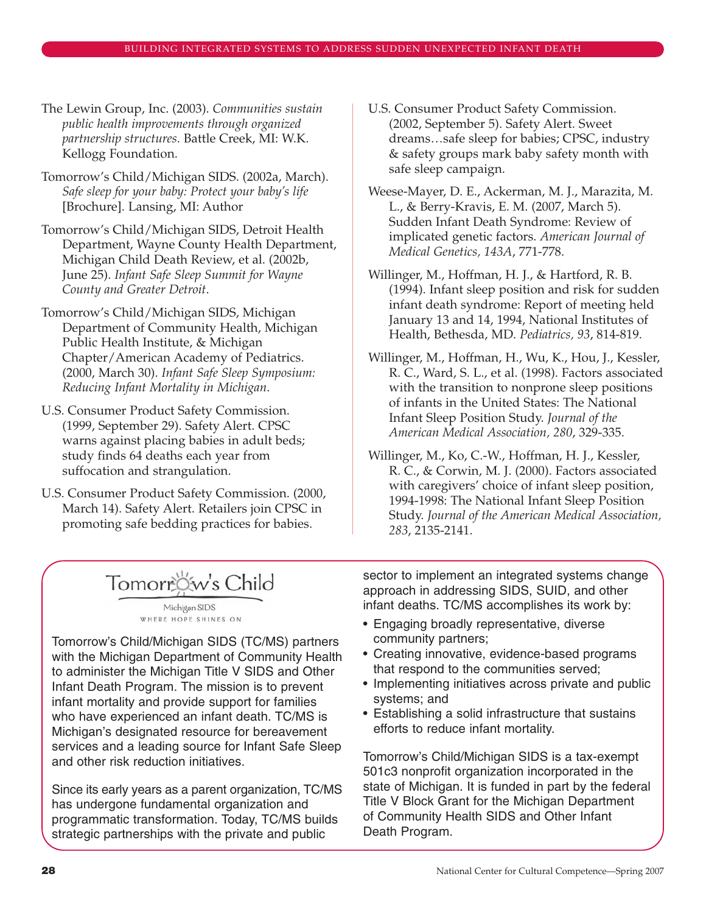The Lewin Group, Inc. (2003). *Communities sustain public health improvements through organized partnership structures.* Battle Creek, MI: W.K. Kellogg Foundation.

Tomorrow's Child/Michigan SIDS. (2002a, March). *Safe sleep for your baby: Protect your baby's life* [Brochure]. Lansing, MI: Author

Tomorrow's Child/Michigan SIDS, Detroit Health Department, Wayne County Health Department, Michigan Child Death Review, et al. (2002b, June 25). *Infant Safe Sleep Summit for Wayne County and Greater Detroit.*

Tomorrow's Child/Michigan SIDS, Michigan Department of Community Health, Michigan Public Health Institute, & Michigan Chapter/American Academy of Pediatrics. (2000, March 30). *Infant Safe Sleep Symposium: Reducing Infant Mortality in Michigan.*

U.S. Consumer Product Safety Commission. (1999, September 29). Safety Alert. CPSC warns against placing babies in adult beds; study finds 64 deaths each year from suffocation and strangulation.

U.S. Consumer Product Safety Commission. (2000, March 14). Safety Alert. Retailers join CPSC in promoting safe bedding practices for babies.

U.S. Consumer Product Safety Commission. (2002, September 5). Safety Alert. Sweet dreams…safe sleep for babies; CPSC, industry & safety groups mark baby safety month with safe sleep campaign.

Weese-Mayer, D. E., Ackerman, M. J., Marazita, M. L., & Berry-Kravis, E. M. (2007, March 5). Sudden Infant Death Syndrome: Review of implicated genetic factors. *American Journal of Medical Genetics, 143A*, 771-778.

Willinger, M., Hoffman, H. J., & Hartford, R. B. (1994). Infant sleep position and risk for sudden infant death syndrome: Report of meeting held January 13 and 14, 1994, National Institutes of Health, Bethesda, MD. *Pediatrics, 93*, 814-819.

Willinger, M., Hoffman, H., Wu, K., Hou, J., Kessler, R. C., Ward, S. L., et al. (1998). Factors associated with the transition to nonprone sleep positions of infants in the United States: The National Infant Sleep Position Study. *Journal of the American Medical Association, 280*, 329-335.

Willinger, M., Ko, C.-W., Hoffman, H. J., Kessler, R. C., & Corwin, M. J. (2000). Factors associated with caregivers' choice of infant sleep position, 1994-1998: The National Infant Sleep Position Study. *Journal of the American Medical Association, 283*, 2135-2141.

Tomorrow's Child

Michigan SIDS

WHERE HOPE SHINES ON

Tomorrow's Child/Michigan SIDS (TC/MS) partners with the Michigan Department of Community Health to administer the Michigan Title V SIDS and Other Infant Death Program. The mission is to prevent infant mortality and provide support for families who have experienced an infant death. TC/MS is Michigan's designated resource for bereavement services and a leading source for Infant Safe Sleep and other risk reduction initiatives.

Since its early years as a parent organization, TC/MS has undergone fundamental organization and programmatic transformation. Today, TC/MS builds strategic partnerships with the private and public sector to implement an integrated systems change approach in addressing SIDS, SUID, and other infant deaths. TC/MS accomplishes its work by:

- Engaging broadly representative, diverse community partners;
- Creating innovative, evidence-based programs that respond to the communities served;
- Implementing initiatives across private and public systems; and
- Establishing a solid infrastructure that sustains efforts to reduce infant mortality.

Tomorrow's Child/Michigan SIDS is a tax-exempt 501c3 nonprofit organization incorporated in the state of Michigan. It is funded in part by the federal Title V Block Grant for the Michigan Department of Community Health SIDS and Other Infant Death Program.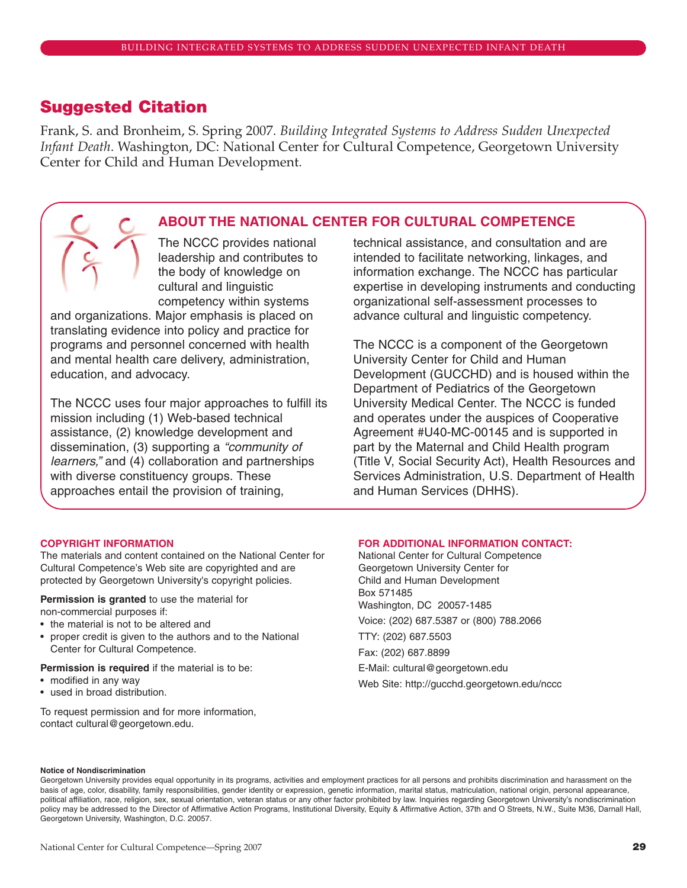## Suggested Citation

Frank, S. and Bronheim, S. Spring 2007. *Building Integrated Systems to Address Sudden Unexpected Infant Death*. Washington, DC: National Center for Cultural Competence, Georgetown University Center for Child and Human Development.

### ABOUT THE NATIONAL CENTER FOR CULTURAL COMPETENCE

The NCCC provides national leadership and contributes to the body of knowledge on cultural and linguistic competency within systems and organizations. Major emphasis is placed on translating evidence into policy and practice for programs and personnel concerned with health and mental health care delivery, administration, education, and advocacy.

The NCCC uses four major approaches to fulfill its mission including (1) Web-based technical assistance, (2) knowledge development and dissemination, (3) supporting a *"community of learners,"* and (4) collaboration and partnerships with diverse constituency groups. These approaches entail the provision of training, technical assistance, and consultation and are intended to facilitate networking, linkages, and information exchange. The NCCC has particular expertise in developing instruments and conducting organizational self-assessment processes to advance cultural and linguistic competency.

The NCCC is a component of the Georgetown University Center for Child and Human Development (GUCCHD) and is housed within the Department of Pediatrics of the Georgetown University Medical Center. The NCCC is funded and operates under the auspices of Cooperative Agreement #U40-MC-00145 and is supported in part by the Maternal and Child Health program (Title V, Social Security Act), Health Resources and Services Administration, U.S. Department of Health and Human Services (DHHS).

#### COPYRIGHT INFORMATION

The materials and content contained on the National Center for Cultural Competence's Web site are copyrighted and are protected by Georgetown University's copyright policies.

**Permission is granted** to use the material for non-commercial purposes if:

- the material is not to be altered and
- proper credit is given to the authors and to the National Center for Cultural Competence.

**Permission is required** if the material is to be:

- modified in any way
- used in broad distribution.

To request permission and for more information, contact cultural@georgetown.edu.

#### FOR ADDITIONAL INFORMATION CONTACT:

National Center for Cultural Competence
Georgetown University Center for
Child and Human Development
Box 571485
Washington, DC 20057-1485

Voice: (202) 687.5387 or (800) 788.2066

TTY: (202) 687.5503

Fax: (202) 687.8899

E-Mail: cultural@georgetown.edu

Web Site: http://gucchd.georgetown.edu/nccc

**Notice of Nondiscrimination**

Georgetown University provides equal opportunity in its programs, activities and employment practices for all persons and prohibits discrimination and harassment on the basis of age, color, disability, family responsibilities, gender identity or expression, genetic information, marital status, matriculation, national origin, personal appearance, political affiliation, race, religion, sex, sexual orientation, veteran status or any other factor prohibited by law. Inquiries regarding Georgetown University's nondiscrimination policy may be addressed to the Director of Affirmative Action Programs, Institutional Diversity, Equity & Affirmative Action, 37th and O Streets, N.W., Suite M36, Darnall Hall, Georgetown University, Washington, D.C. 20057.